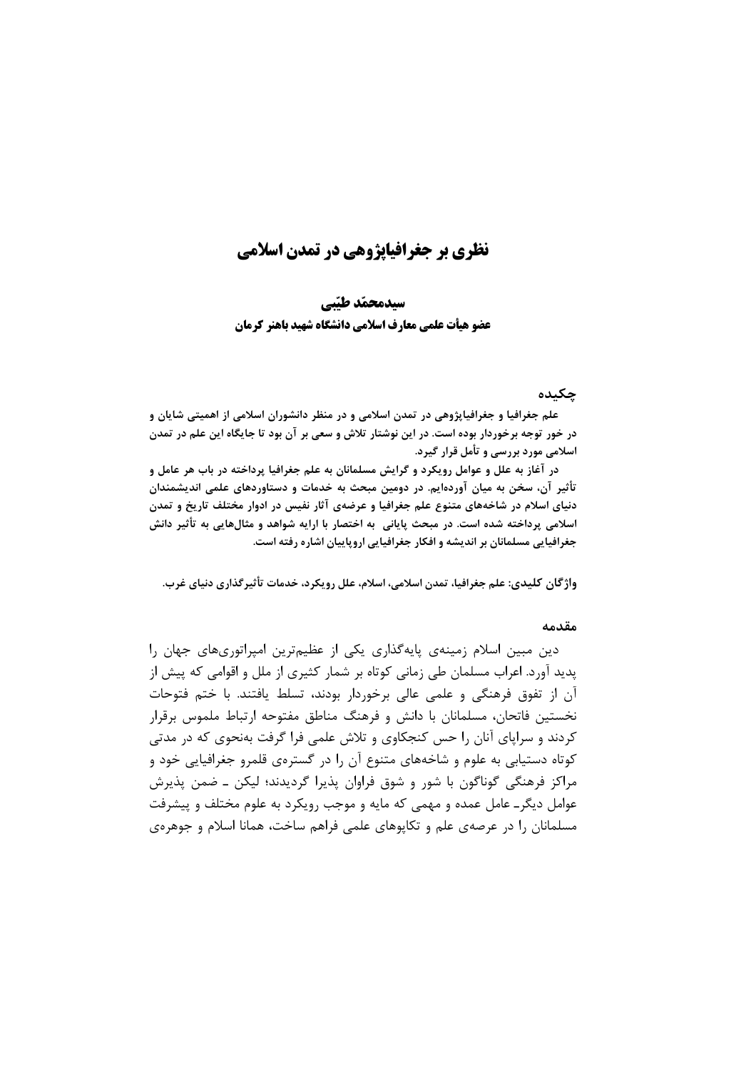# نظری بر جغرافیاپژوهی در تمدن اسلامی

**سیدمحمّد طیّبی**

**عضو هیأت علمی معارف اسلامی دانشگاه شهید باهنر کرمان**

## چکیده

**علم جغرافیا و جغرافیاپژوهی در تمدن اسلامی و در منظر دانشوران اسلامی از اهمیتی شایان و در خور توجه برخوردار بوده است. در این نوشتار تلاش و سعی بر آن بود تا جایگاه این علم در تمدن اسلامی مورد بررسی و تأمل قرار گیرد.**

**در آغاز به علل و عوامل رویکرد و گرایش مسلمانان به علم جغرافیا پرداخته در باب هر عامل و تأثیر آن، سخن به میان آورده‌ایم. در دومین مبحث به خدمات و دستاوردهای علمی اندیشمندان دنیای اسلام در شاخه‌های متنوع علم جغرافیا و عرضه‌ی آثار نفیس در ادوار مختلف تاریخ و تمدن اسلامی پرداخته شده است. در مبحث پایانی به اختصار با ارایه شواهد و مثال‌هایی به تأثیر دانش جغرافیایی مسلمانان بر اندیشه و افکار جغرافیایی اروپاییان اشاره رفته است.**

**واژگان کلیدی: علم جغرافیا، تمدن اسلامی، اسلام، علل رویکرد، خدمات تأثیرگذاری دنیای غرب.**

## مقدمه

دین مبین اسلام زمینه‌ی پایه‌گذاری یکی از عظیم‌ترین امپراتوری‌های جهان را پدید آورد. اعراب مسلمان طی زمانی کوتاه بر شمار کثیری از ملل و اقوامی که پیش از آن از تفوق فرهنگی و علمی عالی برخوردار بودند، تسلط یافتند. با ختم فتوحات نخستین فاتحان، مسلمانان با دانش و فرهنگ مناطق مفتوحه ارتباط ملموس برقرار کردند و سراپای آنان را حس کنجکاوی و تلاش علمی فرا گرفت به‌نحوی که در مدتی کوتاه دستیابی به علوم و شاخه‌های متنوع آن را در گستره‌ی قلمرو جغرافیایی خود و مراکز فرهنگی گوناگون با شور و شوق فراوان پذیرا گردیدند؛ لیکن ـ ضمن پذیرش عوامل دیگرـ عامل عمده و مهمی که مایه و موجب رویکرد به علوم مختلف و پیشرفت مسلمانان را در عرصه‌ی علم و تکاپوهای علمی فراهم ساخت، همانا اسلام و جوهره‌ی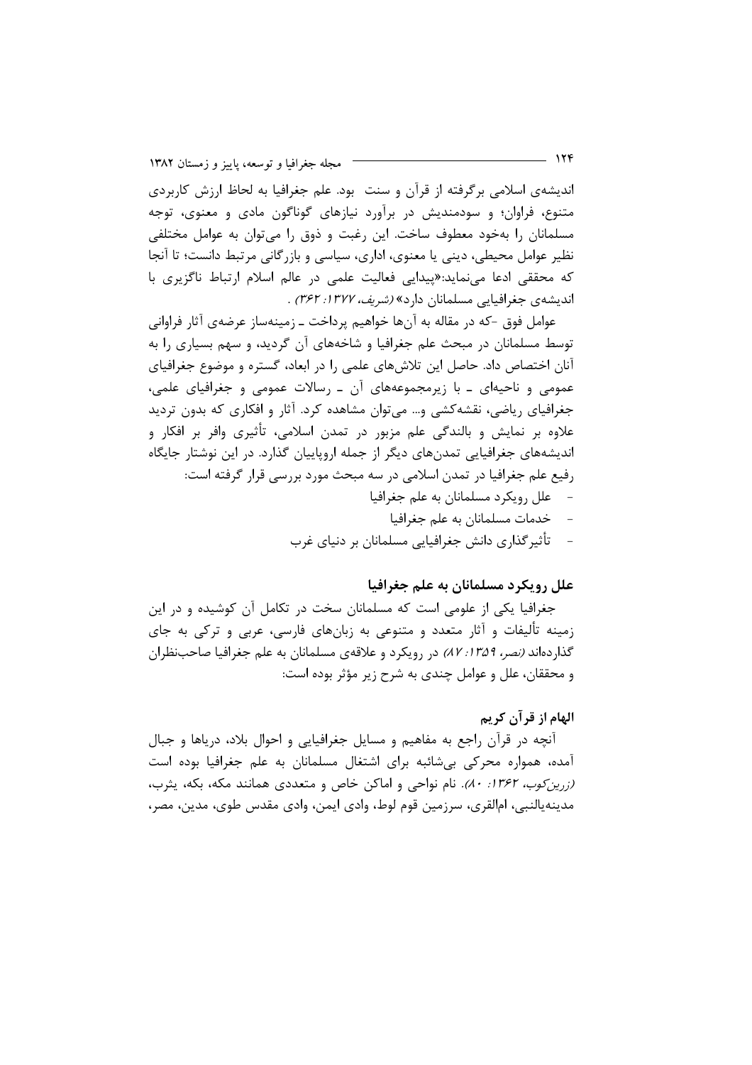اندیشه‌ی اسلامی برگرفته از قرآن و سنت بود. علم جغرافیا به لحاظ ارزش کاربردی متنوع، فراوان؛ و سودمندیش در برآورد نیازهای گوناگون مادی و معنوی، توجه مسلمانان را به‌خود معطوف ساخت. این رغبت و ذوق را می‌توان به عوامل مختلفی نظیر عوامل محیطی، دینی یا معنوی، اداری، سیاسی و بازرگانی مرتبط دانست؛ تا آنجا که محققی ادعا می‌نماید:«پیدایی فعالیت علمی در عالم اسلام ارتباط ناگزیری با اندیشه‌ی جغرافیایی مسلمانان دارد» *(شریف، ۱۳۷۷: ۳۶۲)* .

عوامل فوق -که در مقاله به آن‌ها خواهیم پرداخت ـ زمینه‌ساز عرضه‌ی آثار فراوانی توسط مسلمانان در مبحث علم جغرافیا و شاخه‌های آن گردید، و سهم بسیاری را به آنان اختصاص داد. حاصل این تلاش‌های علمی را در ابعاد، گستره و موضوع جغرافیای عمومی و ناحیه‌ای ـ با زیرمجموعه‌های آن ـ رسالات عمومی و جغرافیای علمی، جغرافیای ریاضی، نقشه‌کشی و... می‌توان مشاهده کرد. آثار و افکاری که بدون تردید علاوه بر نمایش و بالندگی علم مزبور در تمدن اسلامی، تأثیری وافر بر افکار و اندیشه‌های جغرافیایی تمدن‌های دیگر از جمله اروپاییان گذارد. در این نوشتار جایگاه رفیع علم جغرافیا در تمدن اسلامی در سه مبحث مورد بررسی قرار گرفته است:

- علل رویکرد مسلمانان به علم جغرافیا
- خدمات مسلمانان به علم جغرافیا
- تأثیرگذاری دانش جغرافیایی مسلمانان بر دنیای غرب

## علل رویکرد مسلمانان به علم جغرافیا

جغرافیا یکی از علومی است که مسلمانان سخت در تکامل آن کوشیده و در این زمینه تألیفات و آثار متعدد و متنوعی به زبان‌های فارسی، عربی و ترکی به جای گذارده‌اند *(نصر، ۱۳۵۹: ۸۷)* در رویکرد و علاقه‌ی مسلمانان به علم جغرافیا صاحب‌نظران و محققان، علل و عوامل چندی به شرح زیر مؤثر بوده است:

### الهام از قرآن کریم

آنچه در قرآن راجع به مفاهیم و مسایل جغرافیایی و احوال بلاد، دریاها و جبال آمده، همواره محرکی بی‌شائبه برای اشتغال مسلمانان به علم جغرافیا بوده است *(زرین‌کوب، ۱۳۶۲: ۸۰)*. نام نواحی و اماکن خاص و متعددی همانند مکه، بکه، یثرب، مدینه‌یالنبی، ام‌القری، سرزمین قوم لوط، وادی ایمن، وادی مقدس طوی، مدین، مصر،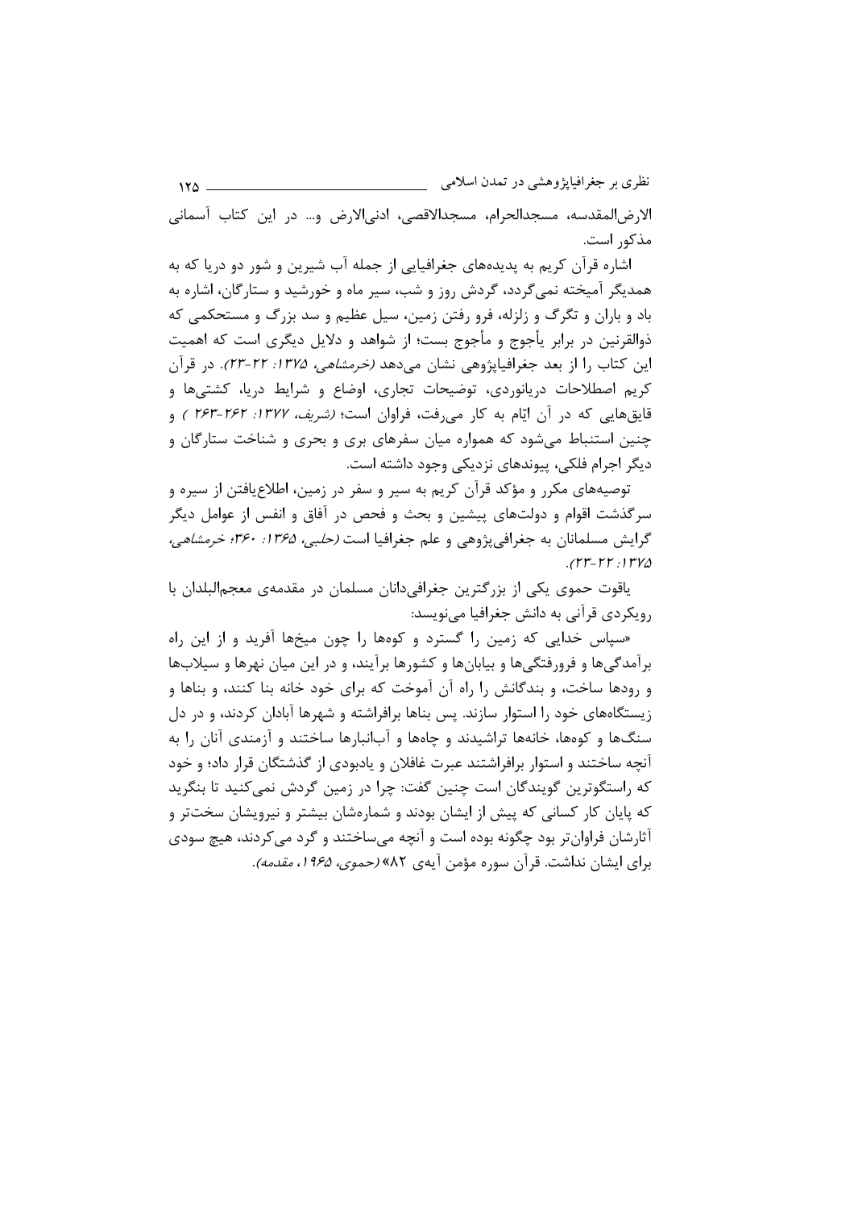الارض‌المقدسه، مسجدالحرام، مسجدالاقصی، ادنی‌الارض و... در این کتاب آسمانی مذکور است.

اشاره قرآن کریم به پدیده‌های جغرافیایی از جمله آب شیرین و شور دو دریا که به همدیگر آمیخته نمی‌گردد، گردش روز و شب، سیر ماه و خورشید و ستارگان، اشاره به باد و باران و تگرگ و زلزله، فرو رفتن زمین، سیل عظیم و سد بزرگ و مستحکمی که ذوالقرنین در برابر یأجوج و مأجوج بست؛ از شواهد و دلایل دیگری است که اهمیت این کتاب را از بعد جغرافیاپژوهی نشان می‌دهد *(خرمشاهی، ۱۳۷۵: ۲۲-۲۳)*. در قرآن کریم اصطلاحات دریانوردی، توضیحات تجاری، اوضاع و شرایط دریا، کشتی‌ها و قایق‌هایی که در آن ایّام به کار می‌رفت، فراوان است؛ *(شریف، ۱۳۷۷: ۲۶۲-۲۶۳ )* و چنین استنباط می‌شود که همواره میان سفرهای بری و بحری و شناخت ستارگان و دیگر اجرام فلکی، پیوندهای نزدیکی وجود داشته است.

توصیه‌های مکرر و مؤکد قرآن کریم به سیر و سفر در زمین، اطلاع‌یافتن از سیره و سرگذشت اقوام و دولت‌های پیشین و بحث و فحص در آفاق و انفس از عوامل دیگر گرایش مسلمانان به جغرافی‌پژوهی و علم جغرافیا است *(حلبی، ۱۳۶۵: ۳۶۰؛ خرمشاهی، ۱۳۷۵: ۲۲-۲۳)*.

یاقوت حموی یکی از بزرگترین جغرافی‌دانان مسلمان در مقدمه‌ی معجم‌البلدان با رویکردی قرآنی به دانش جغرافیا می‌نویسد:

«سپاس خدایی که زمین را گسترد و کوه‌ها را چون میخ‌ها آفرید و از این راه برآمدگی‌ها و فرورفتگی‌ها و بیابان‌ها و کشورها برآیند، و در این میان نهرها و سیلاب‌ها و رودها ساخت، و بندگانش را راه آن آموخت که برای خود خانه بنا کنند، و بناها و زیستگاه‌های خود را استوار سازند. پس بناها برافراشته و شهرها آبادان کردند، و در دل سنگ‌ها و کوه‌ها، خانه‌ها تراشیدند و چاه‌ها و آب‌انبارها ساختند و آزمندی آنان را به آنچه ساختند و استوار برافراشتند عبرت غافلان و یادبودی از گذشتگان قرار داد؛ و خود که راستگوترین گویندگان است چنین گفت: چرا در زمین گردش نمی‌کنید تا بنگرید که پایان کار کسانی که پیش از ایشان بودند و شماره‌شان بیشتر و نیرویشان سخت‌تر و آثارشان فراوان‌تر بود چگونه بوده است و آنچه می‌ساختند و گرد می‌کردند، هیچ سودی برای ایشان نداشت. قرآن سوره مؤمن آیه‌ی ۸۲» *(حموی، ۱۹۶۵، مقدمه)*.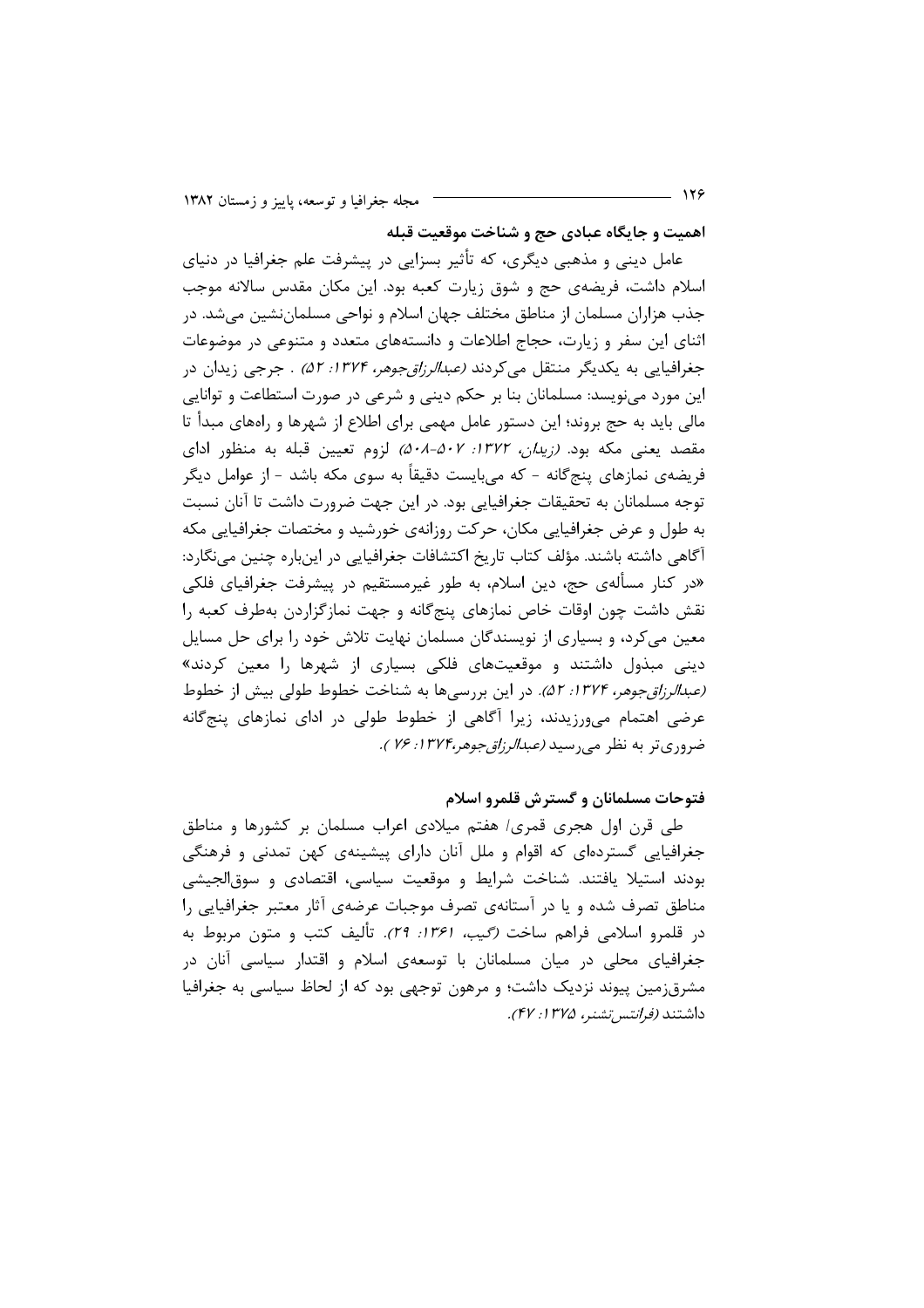## اهمیت و جایگاه عبادی حج و شناخت موقعیت قبله

عامل دینی و مذهبی دیگری، که تأثیر بسزایی در پیشرفت علم جغرافیا در دنیای اسلام داشت، فریضه‌ی حج و شوق زیارت کعبه بود. این مکان مقدس سالانه موجب جذب هزاران مسلمان از مناطق مختلف جهان اسلام و نواحی مسلمان‌نشین می‌شد. در اثنای این سفر و زیارت، حجاج اطلاعات و دانسته‌های متعدد و متنوعی در موضوعات جغرافیایی به یکدیگر منتقل می‌کردند *(عبدالرزاق‌جوهر، ۱۳۷۴: ۵۲)* . جرجی زیدان در این مورد می‌نویسد: مسلمانان بنا بر حکم دینی و شرعی در صورت استطاعت و توانایی مالی باید به حج بروند؛ این دستور عامل مهمی برای اطلاع از شهرها و راه‌های مبدأ تا مقصد یعنی مکه بود. *(زیدان، ۱۳۷۲: ۵۰۷-۵۰۸)* لزوم تعیین قبله به منظور ادای فریضه‌ی نمازهای پنج‌گانه - که می‌بایست دقیقاً به سوی مکه باشد - از عوامل دیگر توجه مسلمانان به تحقیقات جغرافیایی بود. در این جهت ضرورت داشت تا آنان نسبت به طول و عرض جغرافیایی مکان، حرکت روزانه‌ی خورشید و مختصات جغرافیایی مکه آگاهی داشته باشند. مؤلف کتاب تاریخ اکتشافات جغرافیایی در این‌باره چنین می‌نگارد: «در کنار مسأله‌ی حج، دین اسلام، به طور غیرمستقیم در پیشرفت جغرافیای فلکی نقش داشت چون اوقات خاص نمازهای پنج‌گانه و جهت نمازگزاردن به‌طرف کعبه را معین می‌کرد، و بسیاری از نویسندگان مسلمان نهایت تلاش خود را برای حل مسایل دینی مبذول داشتند و موقعیت‌های فلکی بسیاری از شهرها را معین کردند» *(عبدالرزاق‌جوهر، ۱۳۷۴: ۵۲)*. در این بررسی‌ها به شناخت خطوط طولی بیش از خطوط عرضی اهتمام می‌ورزیدند، زیرا آگاهی از خطوط طولی در ادای نمازهای پنج‌گانه ضروری‌تر به نظر می‌رسید *(عبدالرزاق‌جوهر،۱۳۷۴: ۷۶ )*.

## فتوحات مسلمانان و گسترش قلمرو اسلام

طی قرن اول هجری قمری/ هفتم میلادی اعراب مسلمان بر کشورها و مناطق جغرافیایی گسترده‌ای که اقوام و ملل آنان دارای پیشینه‌ی کهن تمدنی و فرهنگی بودند استیلا یافتند. شناخت شرایط و موقعیت سیاسی، اقتصادی و سوق‌الجیشی مناطق تصرف شده و یا در آستانه‌ی تصرف موجبات عرضه‌ی آثار معتبر جغرافیایی را در قلمرو اسلامی فراهم ساخت *(گیب، ۱۳۶۱: ۲۹)*. تألیف کتب و متون مربوط به جغرافیای محلی در میان مسلمانان با توسعه‌ی اسلام و اقتدار سیاسی آنان در مشرق‌زمین پیوند نزدیک داشت؛ و مرهون توجهی بود که از لحاظ سیاسی به جغرافیا داشتند *(فرانتس‌تشنر، ۱۳۷۵: ۴۷)*.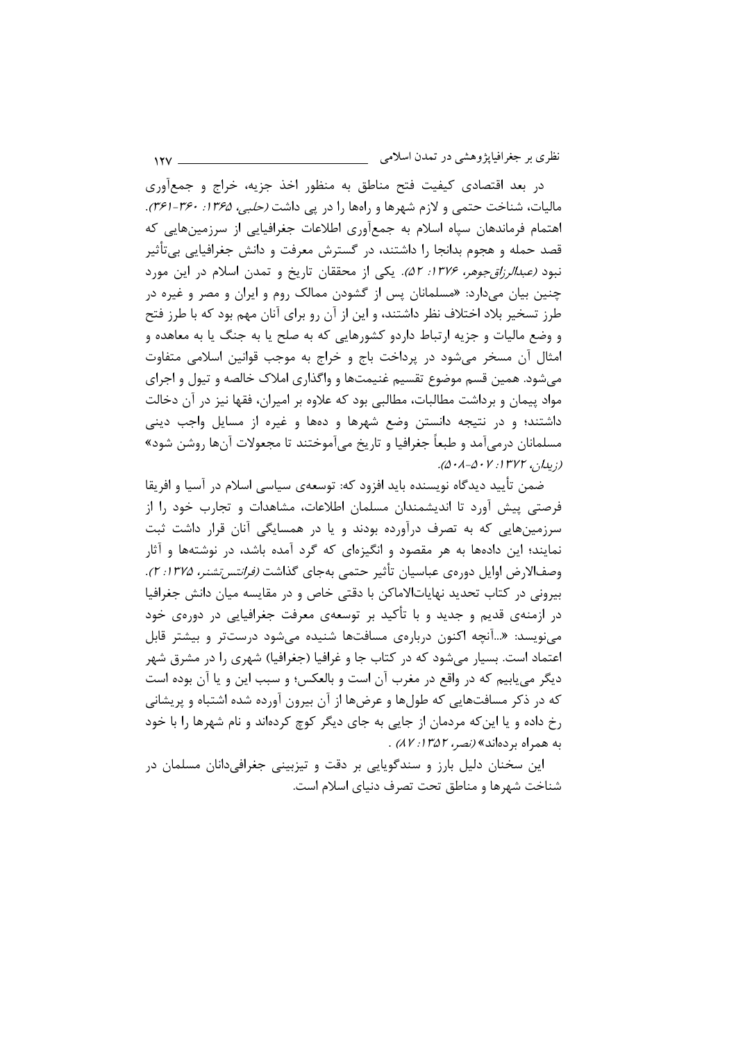در بعد اقتصادی کیفیت فتح مناطق به منظور اخذ جزیه، خراج و جمع‌آوری مالیات، شناخت حتمی و لازم شهرها و راه‌ها را در پی داشت *(حلبی، ۱۳۶۵: ۳۶۰-۳۶۱)*. اهتمام فرماندهان سپاه اسلام به جمع‌آوری اطلاعات جغرافیایی از سرزمین‌هایی که قصد حمله و هجوم بدانجا را داشتند، در گسترش معرفت و دانش جغرافیایی بی‌تأثیر نبود *(عبدالرزاق‌جوهر، ۱۳۷۶: ۵۲)*. یکی از محققان تاریخ و تمدن اسلام در این مورد چنین بیان می‌دارد: «مسلمانان پس از گشودن ممالک روم و ایران و مصر و غیره در طرز تسخیر بلاد اختلاف نظر داشتند، و این از آن رو برای آنان مهم بود که با طرز فتح و وضع مالیات و جزیه ارتباط داردو کشورهایی که به صلح یا به جنگ یا به معاهده و امثال آن مسخر می‌شود در پرداخت باج و خراج به موجب قوانین اسلامی متفاوت می‌شود. همین قسم موضوع تقسیم غنیمت‌ها و واگذاری املاک خالصه و تیول و اجرای مواد پیمان و برداشت مطالبات، مطالبی بود که علاوه بر امیران، فقها نیز در آن دخالت داشتند؛ و در نتیجه دانستن وضع شهرها و ده‌ها و غیره از مسایل واجب دینی مسلمانان درمی‌آمد و طبعاً جغرافیا و تاریخ می‌آموختند تا مجعولات آن‌ها روشن شود» *(زیدان، ۱۳۷۲: ۵۰۷-۵۰۸)*.

ضمن تأیید دیدگاه نویسنده باید افزود که: توسعه‌ی سیاسی اسلام در آسیا و افریقا فرصتی پیش آورد تا اندیشمندان مسلمان اطلاعات، مشاهدات و تجارب خود را از سرزمین‌هایی که به تصرف درآورده بودند و یا در همسایگی آنان قرار داشت ثبت نمایند؛ این داده‌ها به هر مقصود و انگیزه‌ای که گرد آمده باشد، در نوشته‌ها و آثار وصف‌الارض اوایل دوره‌ی عباسیان تأثیر حتمی به‌جای گذاشت *(فرانتس‌تشنر، ۱۳۷۵: ۲)*. بیرونی در کتاب تحدید نهایات‌الاماکن با دقتی خاص و در مقایسه میان دانش جغرافیا در ازمنه‌ی قدیم و جدید و با تأکید بر توسعه‌ی معرفت جغرافیایی در دوره‌ی خود می‌نویسد: «...آنچه اکنون درباره‌ی مسافت‌ها شنیده می‌شود درست‌تر و بیشتر قابل اعتماد است. بسیار می‌شود که در کتاب جا و غرافیا (جغرافیا) شهری را در مشرق شهر دیگر می‌یابیم که در واقع در مغرب آن است و بالعکس؛ و سبب این و یا آن بوده است که در ذکر مسافت‌هایی که طول‌ها و عرض‌ها از آن بیرون آورده شده اشتباه و پریشانی رخ داده و یا این‌که مردمان از جایی به جای دیگر کوچ کرده‌اند و نام شهرها را با خود به همراه برده‌اند» *(نصر، ۱۳۵۲: ۸۷)* .

این سخنان دلیل بارز و سندگویایی بر دقت و تیزبینی جغرافی‌دانان مسلمان در شناخت شهرها و مناطق تحت تصرف دنیای اسلام است.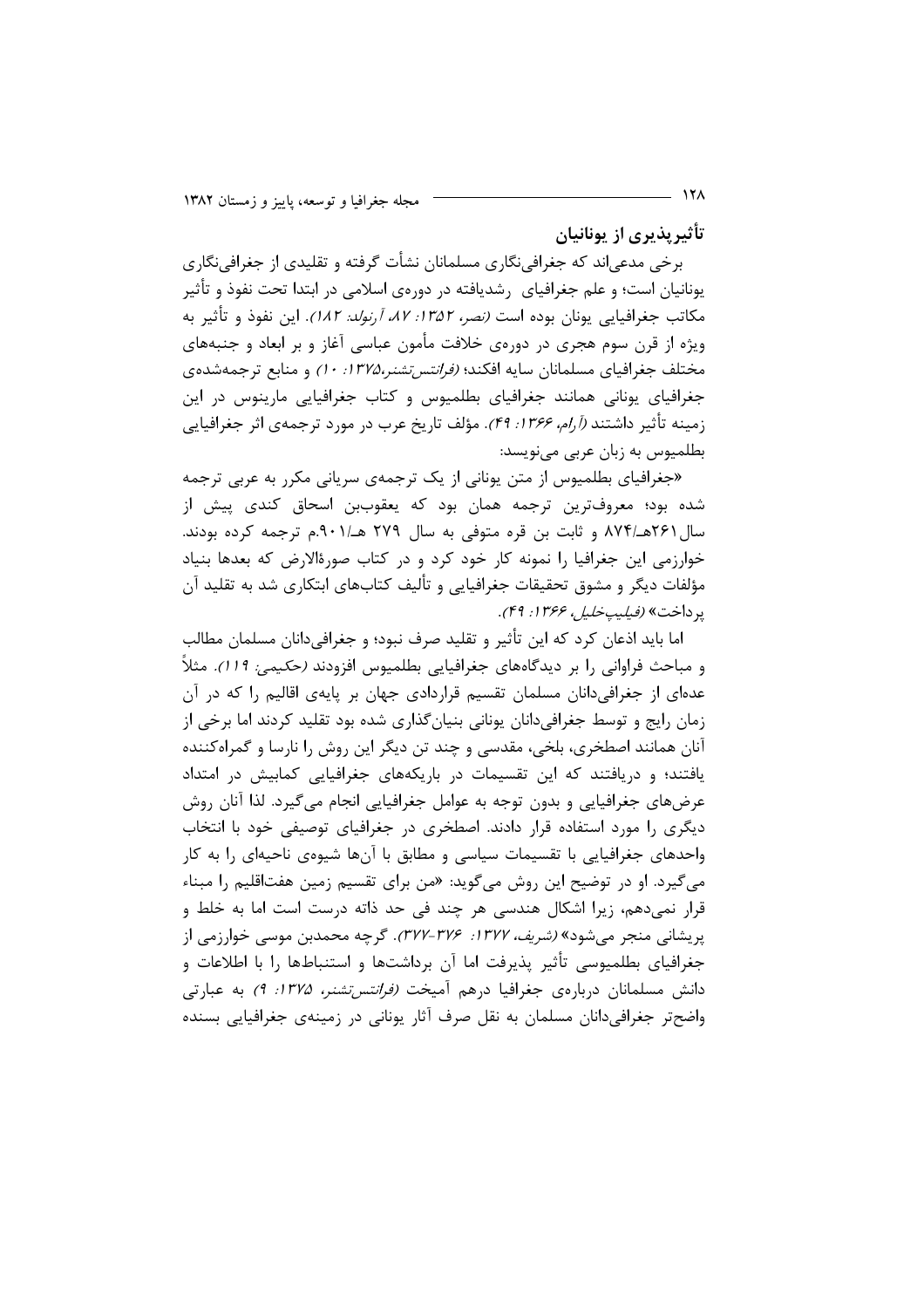## تأثیرپذیری از یونانیان

برخی مدعی‌اند که جغرافی‌نگاری مسلمانان نشأت گرفته و تقلیدی از جغرافی‌نگاری یونانیان است؛ و علم جغرافیای رشدیافته در دوره‌ی اسلامی در ابتدا تحت نفوذ و تأثیر مکاتب جغرافیایی یونان بوده است *(نصر، ۱۳۵۲: ۸۷، آرنولد: ۱۸۲)*. این نفوذ و تأثیر به ویژه از قرن سوم هجری در دوره‌ی خلافت مأمون عباسی آغاز و بر ابعاد و جنبه‌های مختلف جغرافیای مسلمانان سایه افکند؛ *(فرانتس‌تشنر،۱۳۷۵: ۱۰)* و منابع ترجمه‌شده‌ی جغرافیای یونانی همانند جغرافیای بطلمیوس و کتاب جغرافیایی مارینوس در این زمینه تأثیر داشتند *(آرام، ۱۳۶۶: ۴۹)*. مؤلف تاریخ عرب در مورد ترجمه‌ی اثر جغرافیایی بطلمیوس به زبان عربی می‌نویسد:

«جغرافیای بطلمیوس از متن یونانی از یک ترجمه‌ی سریانی مکرر به عربی ترجمه شده بود؛ معروف‌ترین ترجمه همان بود که یعقوب‌بن اسحاق کندی پیش از سال ۲۶۱هـ/۸۷۴ و ثابت بن قره متوفی به سال ۲۷۹ هـ/۹۰۱م. ترجمه کرده بودند. خوارزمی این جغرافیا را نمونه کار خود کرد و در کتاب صورةالارض که بعدها بنیاد مؤلفات دیگر و مشوق تحقیقات جغرافیایی و تألیف کتاب‌های ابتکاری شد به تقلید آن پرداخت» *(فیلیپ‌خلیل، ۱۳۶۶: ۴۹)*.

اما باید اذعان کرد که این تأثیر و تقلید صرف نبود؛ و جغرافی‌دانان مسلمان مطالب و مباحث فراوانی را بر دیدگاه‌های جغرافیایی بطلمیوس افزودند *(حکیمی: ۱۱۹)*. مثلاً عده‌ای از جغرافی‌دانان مسلمان تقسیم قراردادی جهان بر پایه‌ی اقالیم را که در آن زمان رایج و توسط جغرافی‌دانان یونانی بنیان‌گذاری شده بود تقلید کردند اما برخی از آنان همانند اصطخری، بلخی، مقدسی و چند تن دیگر این روش را نارسا و گمراه‌کننده یافتند؛ و دریافتند که این تقسیمات در باریکه‌های جغرافیایی کمابیش در امتداد عرض‌های جغرافیایی و بدون توجه به عوامل جغرافیایی انجام می‌گیرد. لذا آنان روش دیگری را مورد استفاده قرار دادند. اصطخری در جغرافیای توصیفی خود با انتخاب واحدهای جغرافیایی با تقسیمات سیاسی و مطابق با آن‌ها شیوه‌ی ناحیه‌ای را به کار می‌گیرد. او در توضیح این روش می‌گوید: «من برای تقسیم زمین هفت‌اقلیم را مبناء قرار نمی‌دهم، زیرا اشکال هندسی هر چند فی حد ذاته درست است اما به خلط و پریشانی منجر می‌شود» *(شریف، ۱۳۷۷: ۳۷۶-۳۷۷)*. گرچه محمدبن موسی خوارزمی از جغرافیای بطلمیوسی تأثیر پذیرفت اما آن برداشت‌ها و استنباط‌ها را با اطلاعات و دانش مسلمانان درباره‌ی جغرافیا درهم آمیخت *(فرانتس‌تشنر، ۱۳۷۵: ۹)* به عبارتی واضح‌تر جغرافی‌دانان مسلمان به نقل صرف آثار یونانی در زمینه‌ی جغرافیایی بسنده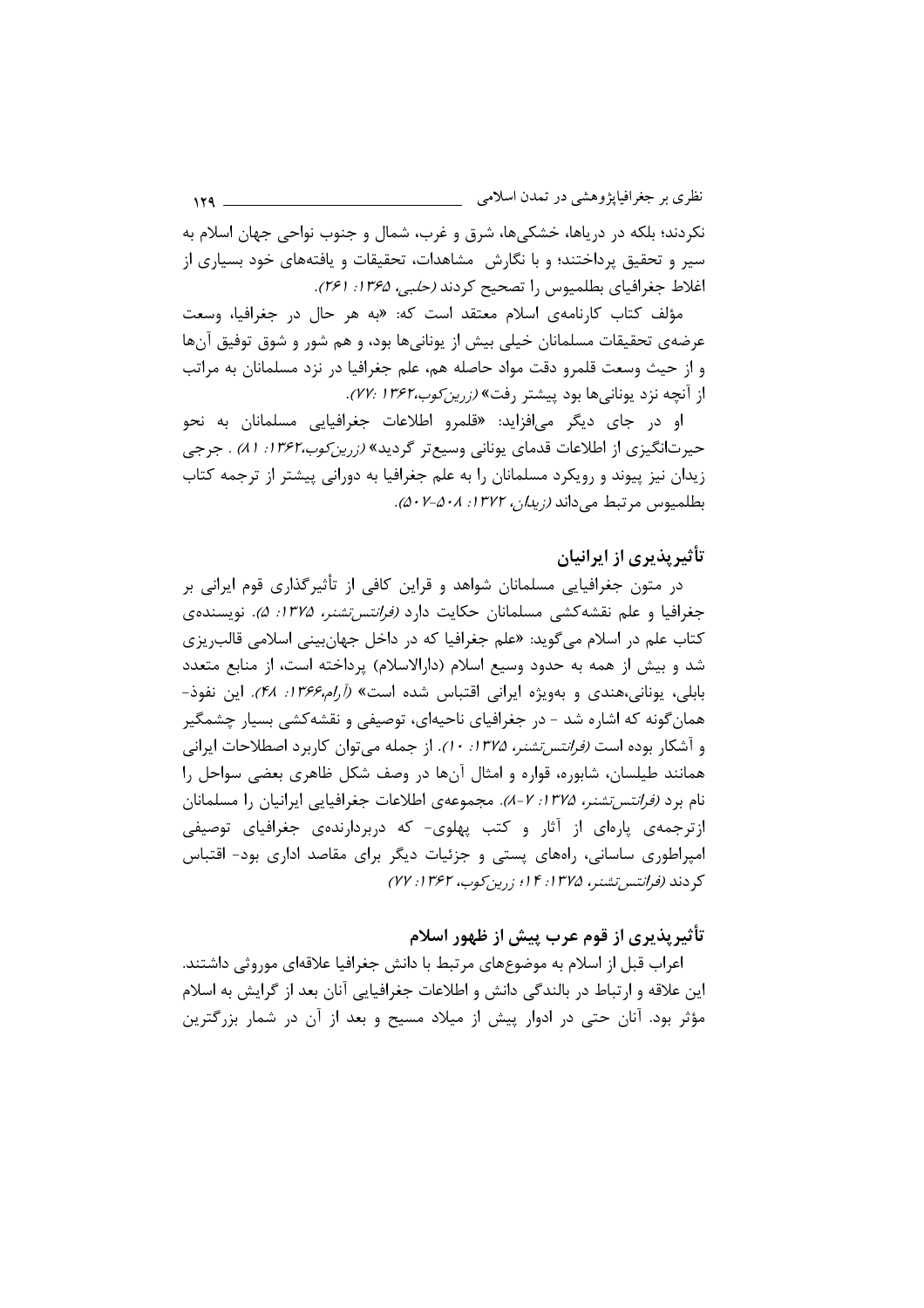نکردند؛ بلکه در دریاها، خشکی‌ها، شرق و غرب، شمال و جنوب نواحی جهان اسلام به سیر و تحقیق پرداختند؛ و با نگارش مشاهدات، تحقیقات و یافته‌های خود بسیاری از اغلاط جغرافیای بطلمیوس را تصحیح کردند *(حلبی، ۱۳۶۵: ۲۶۱)*.

مؤلف کتاب کارنامه‌ی اسلام معتقد است که: «به هر حال در جغرافیا، وسعت عرضه‌ی تحقیقات مسلمانان خیلی بیش از یونانی‌ها بود، و هم شور و شوق توفیق آن‌ها و از حیث وسعت قلمرو دقت مواد حاصله هم، علم جغرافیا در نزد مسلمانان به مراتب از آنچه نزد یونانی‌ها بود پیشتر رفت» *(زرین‌کوب،۱۳۶۲ :۷۷)*.

او در جای دیگر می‌افزاید: «قلمرو اطلاعات جغرافیایی مسلمانان به نحو حیرت‌انگیزی از اطلاعات قدمای یونانی وسیع‌تر گردید» *(زرین‌کوب،۱۳۶۲: ۸۱)* . جرجی زیدان نیز پیوند و رویکرد مسلمانان را به علم جغرافیا به دورانی پیشتر از ترجمه کتاب بطلمیوس مرتبط می‌داند *(زیدان، ۱۳۷۲: ۸-۵۰۷)*.

## تأثیرپذیری از ایرانیان

در متون جغرافیایی مسلمانان شواهد و قراین کافی از تأثیرگذاری قوم ایرانی بر جغرافیا و علم نقشه‌کشی مسلمانان حکایت دارد *(فرانتس‌تشنر، ۱۳۷۵: ۵)*. نویسنده‌ی کتاب علم در اسلام می‌گوید: «علم جغرافیا که در داخل جهان‌بینی اسلامی قالب‌ریزی شد و بیش از همه به حدود وسیع اسلام (دارالاسلام) پرداخته است، از منابع متعدد بابلی، یونانی،هندی و به‌ویژه ایرانی اقتباس شده است» *(آرام،۱۳۶۶: ۴۸)*. این نفوذ- همان‌گونه که اشاره شد - در جغرافیای ناحیه‌ای، توصیفی و نقشه‌کشی بسیار چشمگیر و آشکار بوده است *(فرانتس‌تشنر، ۱۳۷۵: ۱۰)*. از جمله می‌توان کاربرد اصطلاحات ایرانی همانند طیلسان، شابوره، قواره و امثال آن‌ها در وصف شکل ظاهری بعضی سواحل را نام برد *(فرانتس‌تشنر، ۱۳۷۵: ۷-۸)*. مجموعه‌ی اطلاعات جغرافیایی ایرانیان را مسلمانان ازترجمه‌ی پاره‌ای از آثار و کتب پهلوی- که دربردارنده‌ی جغرافیای توصیفی امپراطوری ساسانی، راه‌های پستی و جزئیات دیگر برای مقاصد اداری بود- اقتباس کردند *(فرانتس‌تشنر، ۱۳۷۵: ۱۴؛ زرین‌کوب، ۱۳۶۲: ۷۷)*

## تأثیرپذیری از قوم عرب پیش از ظهور اسلام

اعراب قبل از اسلام به موضوع‌های مرتبط با دانش جغرافیا علاقه‌ای موروثی داشتند. این علاقه و ارتباط در بالندگی دانش و اطلاعات جغرافیایی آنان بعد از گرایش به اسلام مؤثر بود. آنان حتی در ادوار پیش از میلاد مسیح و بعد از آن در شمار بزرگترین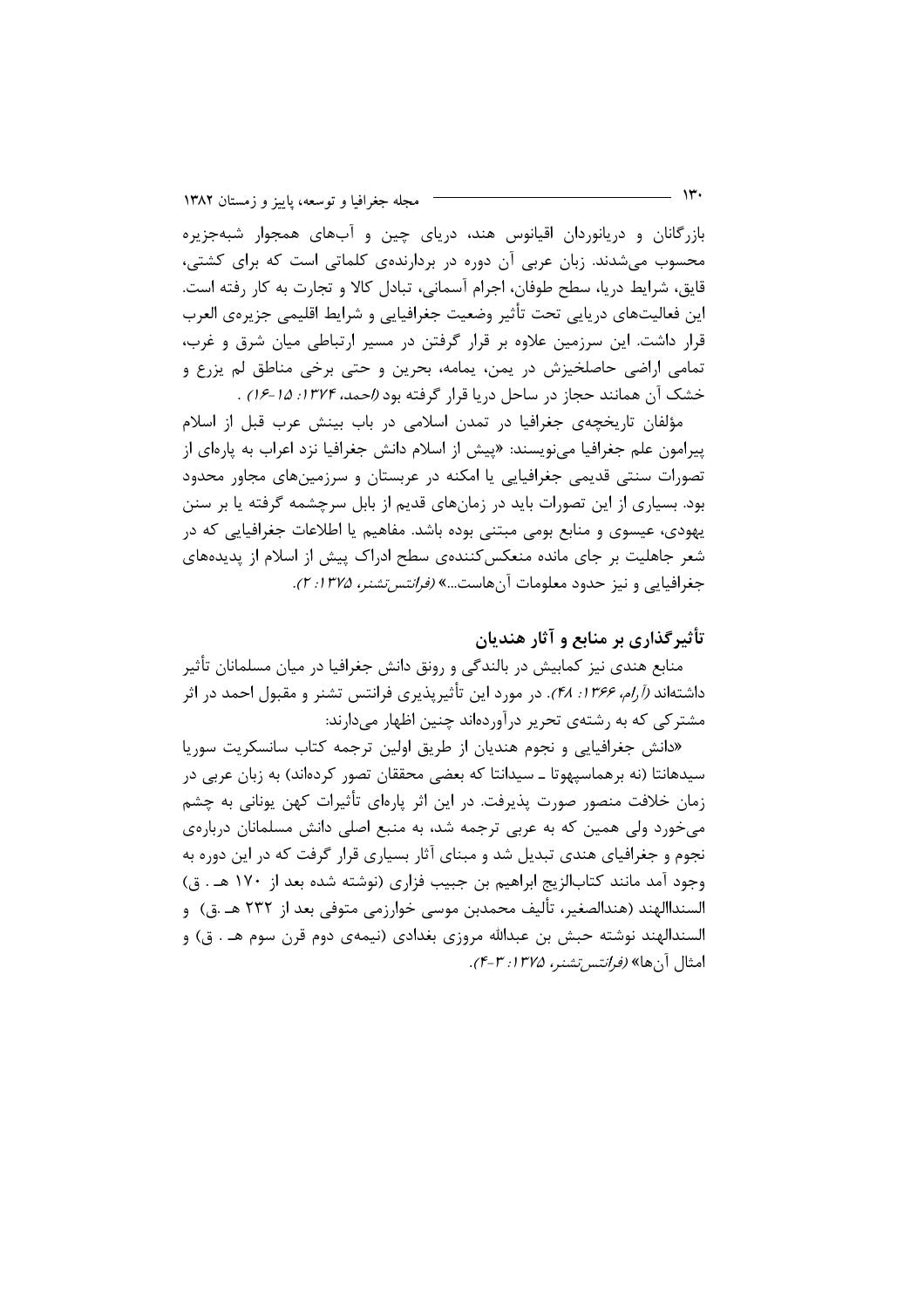بازرگانان و دریانوردان اقیانوس هند، دریای چین و آب‌های همجوار شبه‌جزیره محسوب می‌شدند. زبان عربی آن دوره در بردارنده‌ی کلماتی است که برای کشتی، قایق، شرایط دریا، سطح طوفان، اجرام آسمانی، تبادل کالا و تجارت به کار رفته است. این فعالیت‌های دریایی تحت تأثیر وضعیت جغرافیایی و شرایط اقلیمی جزیره‌ی العرب قرار داشت. این سرزمین علاوه بر قرار گرفتن در مسیر ارتباطی میان شرق و غرب، تمامی اراضی حاصلخیزش در یمن، یمامه، بحرین و حتی برخی مناطق لم یزرع و خشک آن همانند حجاز در ساحل دریا قرار گرفته بود *(احمد، ۱۳۷۴: ۱۵-۱۶)* .

مؤلفان تاریخچه‌ی جغرافیا در تمدن اسلامی در باب بینش عرب قبل از اسلام پیرامون علم جغرافیا می‌نویسند: «پیش از اسلام دانش جغرافیا نزد اعراب به پاره‌ای از تصورات سنتی قدیمی جغرافیایی یا امکنه در عربستان و سرزمین‌های مجاور محدود بود. بسیاری از این تصورات باید در زمان‌های قدیم از بابل سرچشمه گرفته یا بر سنن یهودی، عیسوی و منابع بومی مبتنی بوده باشد. مفاهیم یا اطلاعات جغرافیایی که در شعر جاهلیت بر جای مانده منعکس‌کننده‌ی سطح ادراک پیش از اسلام از پدیده‌های جغرافیایی و نیز حدود معلومات آن‌هاست...» *(فرانتس‌تشنر، ۱۳۷۵: ۲)*.

## تأثیرگذاری بر منابع و آثار هندیان

منابع هندی نیز کمابیش در بالندگی و رونق دانش جغرافیا در میان مسلمانان تأثیر داشته‌اند *(آرام، ۱۳۶۶: ۴۸)*. در مورد این تأثیرپذیری فرانتس تشنر و مقبول احمد در اثر مشترکی که به رشته‌ی تحریر درآورده‌اند چنین اظهار می‌دارند:

«دانش جغرافیایی و نجوم هندیان از طریق اولین ترجمه کتاب سانسکریت سوریا سیدهانتا (نه برهماسپهوتا ـ سیدانتا که بعضی محققان تصور کرده‌اند) به زبان عربی در زمان خلافت منصور صورت پذیرفت. در این اثر پاره‌ای تأثیرات کهن یونانی به چشم می‌خورد ولی همین که به عربی ترجمه شد، به منبع اصلی دانش مسلمانان درباره‌ی نجوم و جغرافیای هندی تبدیل شد و مبنای آثار بسیاری قرار گرفت که در این دوره به وجود آمد مانند کتاب‌الزیج ابراهیم بن جبیب فزاری (نوشته شده بعد از ۱۷۰ هـ . ق) السندالهند (هندالصغیر، تألیف محمدبن موسی خوارزمی متوفی بعد از ۲۳۲ هـ .ق) و السندالهند نوشته حبش بن عبدالله مروزی بغدادی (نیمه‌ی دوم قرن سوم هـ . ق) و امثال آن‌ها» *(فرانتس‌تشنر، ۱۳۷۵: ۳-۴)*.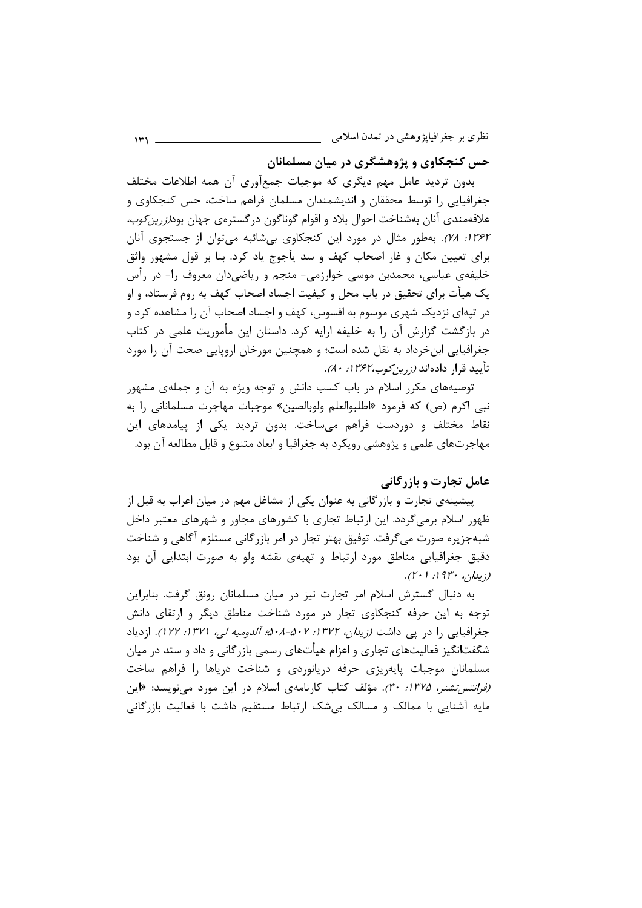### حس کنجکاوی و پژوهشگری در میان مسلمانان

بدون تردید عامل مهم دیگری که موجبات جمع‌آوری آن همه اطلاعات مختلف جغرافیایی را توسط محققان و اندیشمندان مسلمان فراهم ساخت، حس کنجکاوی و علاقه‌مندی آنان به‌شناخت احوال بلاد و اقوام گوناگون درگستره‌ی جهان بود(*زرین‌کوب، ۱۳۶۲: ۷۸*). به‌طور مثال در مورد این کنجکاوی بی‌شائبه می‌توان از جستجوی آنان برای تعیین مکان و غار اصحاب کهف و سد یأجوج یاد کرد. بنا بر قول مشهور واثق خلیفه‌ی عباسی، محمدبن موسی خوارزمی- منجم و ریاضی‌دان معروف را- در رأس یک هیأت برای تحقیق در باب محل و کیفیت اجساد اصحاب کهف به روم فرستاد، و او در تپه‌ای نزدیک شهری موسوم به افسوس، کهف و اجساد اصحاب آن را مشاهده کرد و در بازگشت گزارش آن را به خلیفه ارایه کرد. داستان این مأموریت علمی در کتاب جغرافیایی ابن‌خرداد به نقل شده است؛ و همچنین مورخان اروپایی صحت آن را مورد تأیید قرار داده‌اند (*زرین‌کوب،۱۳۶۲: ۸۰*).

توصیه‌های مکرر اسلام در باب کسب دانش و توجه ویژه به آن و جمله‌ی مشهور نبی اکرم (ص) که فرمود «اطلبوالعلم ولوبالصین» موجبات مهاجرت مسلمانانی را به نقاط مختلف و دوردست فراهم می‌ساخت. بدون تردید یکی از پیامدهای این مهاجرت‌های علمی و پژوهشی رویکرد به جغرافیا و ابعاد متنوع و قابل مطالعه آن بود.

### عامل تجارت و بازرگانی

پیشینه‌ی تجارت و بازرگانی به عنوان یکی از مشاغل مهم در میان اعراب به قبل از ظهور اسلام برمی‌گردد. این ارتباط تجاری با کشورهای مجاور و شهرهای معتبر داخل شبه‌جزیره صورت می‌گرفت. توفیق بهتر تجار در امر بازرگانی مستلزم آگاهی و شناخت دقیق جغرافیایی مناطق مورد ارتباط و تهیه‌ی نقشه ولو به صورت ابتدایی آن بود (*زیدان، ۱۹۳۰: ۲۰۱*).

به دنبال گسترش اسلام امر تجارت نیز در میان مسلمانان رونق گرفت. بنابراین توجه به این حرفه کنجکاوی تجار در مورد شناخت مناطق دیگر و ارتقای دانش جغرافیایی را در پی داشت (*زیدان، ۱۳۷۲: ۵۰۷-۵۰۸؛ آلدومیه لی، ۱۳۷۱: ۱۷۷*). ازدیاد شگفت‌انگیز فعالیت‌های تجاری و اعزام هیأت‌های رسمی بازرگانی و داد و ستد در میان مسلمانان موجبات پایه‌ریزی حرفه دریانوردی و شناخت دریاها را فراهم ساخت (*فرانتس‌تشنر، ۱۳۷۵: ۳۰*). مؤلف کتاب کارنامه‌ی اسلام در این مورد می‌نویسد: «این مایه آشنایی با ممالک و مسالک بی‌شک ارتباط مستقیم داشت با فعالیت بازرگانی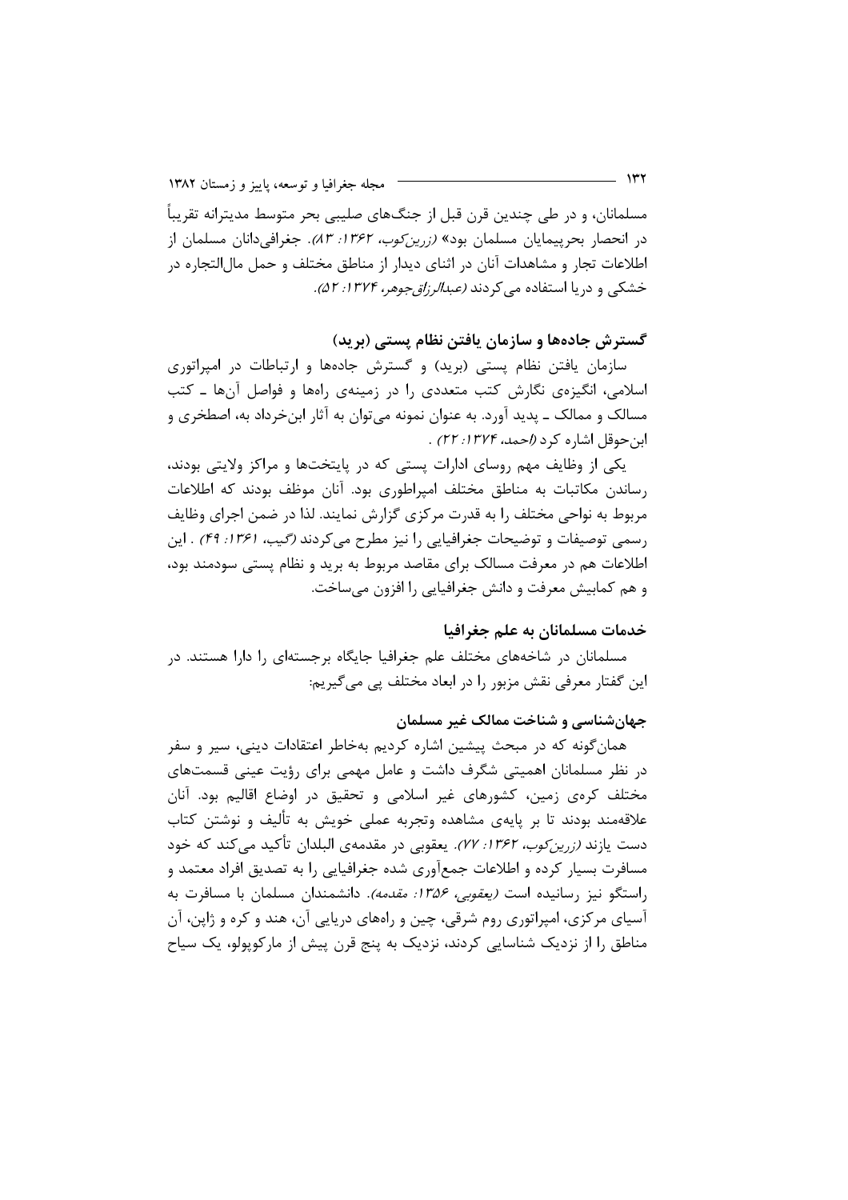مسلمانان، و در طی چندین قرن قبل از جنگ‌های صلیبی بحر متوسط مدیترانه تقریباً در انحصار بحرپیمایان مسلمان بود» *(زرین‌کوب، ۱۳۶۲: ۸۳)*. جغرافی‌دانان مسلمان از اطلاعات تجار و مشاهدات آنان در اثنای دیدار از مناطق مختلف و حمل مال‌التجاره در خشکی و دریا استفاده می‌کردند *(عبدالرزاق‌جوهر، ۱۳۷۴: ۵۲)*.

### گسترش جاده‌ها و سازمان یافتن نظام پستی (برید)

سازمان یافتن نظام پستی (برید) و گسترش جاده‌ها و ارتباطات در امپراتوری اسلامی، انگیزه‌ی نگارش کتب متعددی را در زمینه‌ی راه‌ها و فواصل آن‌ها ـ کتب مسالک و ممالک ـ پدید آورد. به عنوان نمونه می‌توان به آثار ابن‌خرداد به، اصطخری و ابن‌حوقل اشاره کرد *(احمد، ۱۳۷۴: ۲۲)* .

یکی از وظایف مهم روسای ادارات پستی که در پایتخت‌ها و مراکز ولایتی بودند، رساندن مکاتبات به مناطق مختلف امپراطوری بود. آنان موظف بودند که اطلاعات مربوط به نواحی مختلف را به قدرت مرکزی گزارش نمایند. لذا در ضمن اجرای وظایف رسمی توصیفات و توضیحات جغرافیایی را نیز مطرح می‌کردند *(گیب، ۱۳۶۱: ۴۹)* . این اطلاعات هم در معرفت مسالک برای مقاصد مربوط به برید و نظام پستی سودمند بود، و هم کمابیش معرفت و دانش جغرافیایی را افزون می‌ساخت.

### خدمات مسلمانان به علم جغرافیا

مسلمانان در شاخه‌های مختلف علم جغرافیا جایگاه برجسته‌ای را دارا هستند. در این گفتار معرفی نقش مزبور را در ابعاد مختلف پی می‌گیریم:

### جهان‌شناسی و شناخت ممالک غیر مسلمان

همان‌گونه که در مبحث پیشین اشاره کردیم به‌خاطر اعتقادات دینی، سیر و سفر در نظر مسلمانان اهمیتی شگرف داشت و عامل مهمی برای رؤیت عینی قسمت‌های مختلف کره‌ی زمین، کشورهای غیر اسلامی و تحقیق در اوضاع اقالیم بود. آنان علاقه‌مند بودند تا بر پایه‌ی مشاهده وتجربه عملی خویش به تألیف و نوشتن کتاب دست یازند *(زرین‌کوب، ۱۳۶۲: ۷۷)*. یعقوبی در مقدمه‌ی البلدان تأکید می‌کند که خود مسافرت بسیار کرده و اطلاعات جمع‌آوری شده جغرافیایی را به تصدیق افراد معتمد و راستگو نیز رسانیده است *(یعقوبی، ۱۳۵۶: مقدمه)*. دانشمندان مسلمان با مسافرت به آسیای مرکزی، امپراتوری روم شرقی، چین و راه‌های دریایی آن، هند و کره و ژاپن، آن مناطق را از نزدیک شناسایی کردند، نزدیک به پنج قرن پیش از مارکوپولو، یک سیاح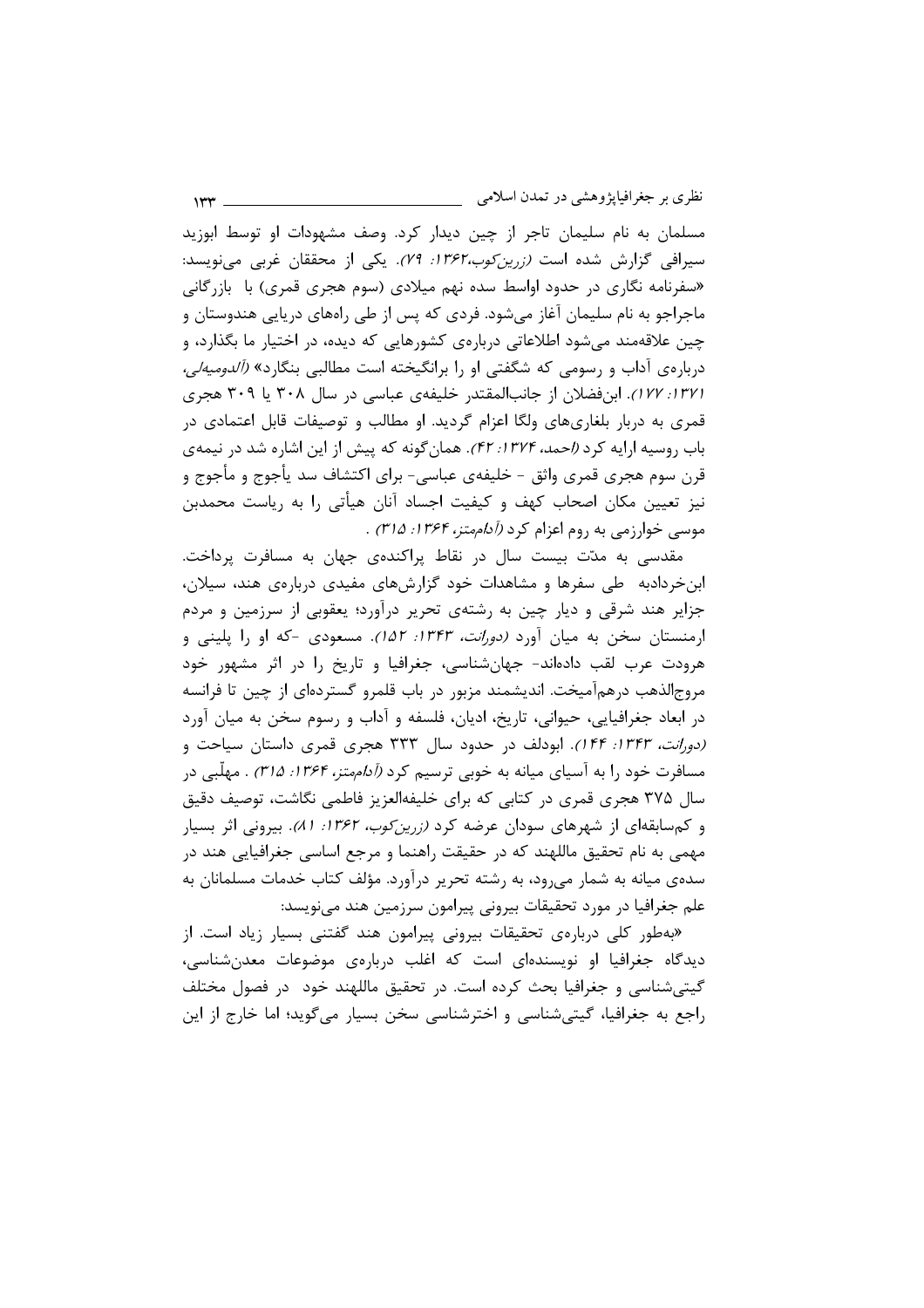مسلمان به نام سلیمان تاجر از چین دیدار کرد. وصف مشهودات او توسط ابوزید سیرافی گزارش شده است *(زرین‌کوب،۱۳۶۲: ۷۹)*. یکی از محققان غربی می‌نویسد: «سفرنامه نگاری در حدود اواسط سده نهم میلادی (سوم هجری قمری) با بازرگانی ماجراجو به نام سلیمان آغاز می‌شود. فردی که پس از طی راه‌های دریایی هندوستان و چین علاقه‌مند می‌شود اطلاعاتی درباره‌ی کشورهایی که دیده، در اختیار ما بگذارد، و درباره‌ی آداب و رسومی که شگفتی او را برانگیخته است مطالبی بنگارد» *(آلدومیه‌لی، ۱۳۷۱: ۱۷۷)*. ابن‌فضلان از جانب‌المقتدر خلیفه‌ی عباسی در سال ۳۰۸ یا ۳۰۹ هجری قمری به دربار بلغاری‌های ولگا اعزام گردید. او مطالب و توصیفات قابل اعتمادی در باب روسیه ارایه کرد *(احمد، ۱۳۷۴: ۴۲)*. همان‌گونه که پیش از این اشاره شد در نیمه‌ی قرن سوم هجری قمری واثق - خلیفه‌ی عباسی- برای اکتشاف سد یأجوج و مأجوج و نیز تعیین مکان اصحاب کهف و کیفیت اجساد آنان هیأتی را به ریاست محمدبن موسی خوارزمی به روم اعزام کرد *(آدام‌متز، ۱۳۶۴: ۳۱۵)* .

مقدسی به مدّت بیست سال در نقاط پراکنده‌ی جهان به مسافرت پرداخت. ابن‌خردادبه طی سفرها و مشاهدات خود گزارش‌های مفیدی درباره‌ی هند، سیلان، جزایر هند شرقی و دیار چین به رشته‌ی تحریر درآورد؛ یعقوبی از سرزمین و مردم ارمنستان سخن به میان آورد *(دورانت، ۱۳۴۳: ۱۵۲)*. مسعودی -که او را پلینی و هرودت عرب لقب داده‌اند- جهان‌شناسی، جغرافیا و تاریخ را در اثر مشهور خود مروج‌الذهب درهم‌آمیخت. اندیشمند مزبور در باب قلمرو گسترده‌ای از چین تا فرانسه در ابعاد جغرافیایی، حیوانی، تاریخ، ادیان، فلسفه و آداب و رسوم سخن به میان آورد *(دورانت، ۱۳۴۳: ۱۴۴)*. ابودلف در حدود سال ۳۳۳ هجری قمری داستان سیاحت و مسافرت خود را به آسیای میانه به خوبی ترسیم کرد *(آدام‌متز، ۱۳۶۴: ۳۱۵)* . مهلّبی در سال ۳۷۵ هجری قمری در کتابی که برای خلیفه‌العزیز فاطمی نگاشت، توصیف دقیق و کم‌سابقه‌ای از شهرهای سودان عرضه کرد *(زرین‌کوب، ۱۳۶۲: ۸۱)*. بیرونی اثر بسیار مهمی به نام تحقیق ماللهند که در حقیقت راهنما و مرجع اساسی جغرافیایی هند در سده‌ی میانه به شمار می‌رود، به رشته تحریر درآورد. مؤلف کتاب خدمات مسلمانان به علم جغرافیا در مورد تحقیقات بیرونی پیرامون سرزمین هند می‌نویسد:

«به‌طور کلی درباره‌ی تحقیقات بیرونی پیرامون هند گفتنی بسیار زیاد است. از دیدگاه جغرافیا او نویسنده‌ای است که اغلب درباره‌ی موضوعات معدن‌شناسی، گیتی‌شناسی و جغرافیا بحث کرده است. در تحقیق ماللهند خود در فصول مختلف راجع به جغرافیا، گیتی‌شناسی و اخترشناسی سخن بسیار می‌گوید؛ اما خارج از این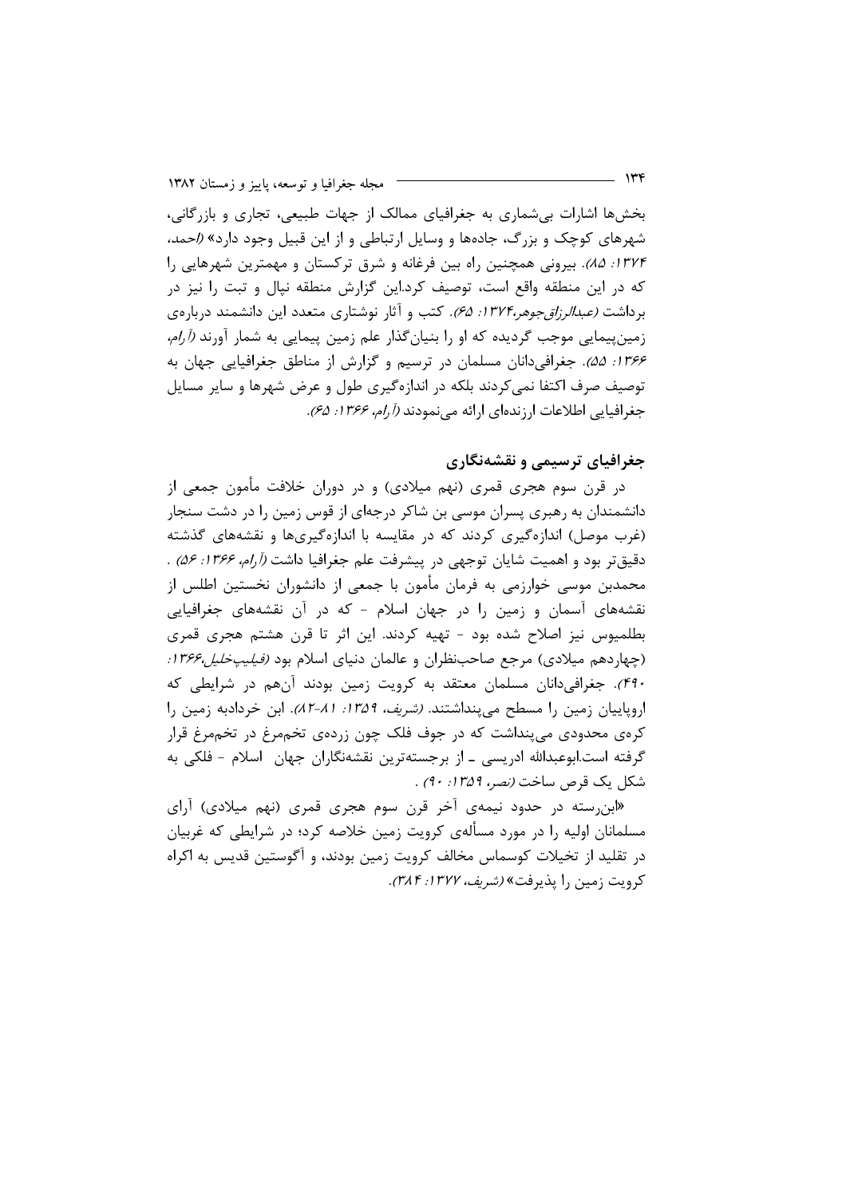بخش‌ها اشارات بی‌شماری به جغرافیای ممالک از جهات طبیعی، تجاری و بازرگانی، شهرهای کوچک و بزرگ، جاده‌ها و وسایل ارتباطی و از این قبیل وجود دارد» *(احمد، ۱۳۷۴: ۸۵)*. بیرونی همچنین راه بین فرغانه و شرق ترکستان و مهمترین شهرهایی را که در این منطقه واقع است، توصیف کرد.این گزارش منطقه نپال و تبت را نیز در برداشت *(عبدالرزاق‌جوهر،۱۳۷۴: ۶۵)*. کتب و آثار نوشتاری متعدد این دانشمند درباره‌ی زمین‌پیمایی موجب گردیده که او را بنیان‌گذار علم زمین پیمایی به شمار آورند *(آرام، ۱۳۶۶: ۵۵)*. جغرافی‌دانان مسلمان در ترسیم و گزارش از مناطق جغرافیایی جهان به توصیف صرف اکتفا نمی‌کردند بلکه در اندازه‌گیری طول و عرض شهرها و سایر مسایل جغرافیایی اطلاعات ارزنده‌ای ارائه می‌نمودند *(آرام، ۱۳۶۶: ۶۵)*.

## جغرافیای ترسیمی و نقشه‌نگاری

در قرن سوم هجری قمری (نهم میلادی) و در دوران خلافت مأمون جمعی از دانشمندان به رهبری پسران موسی بن شاکر درجه‌ای از قوس زمین را در دشت سنجار (غرب موصل) اندازه‌گیری کردند که در مقایسه با اندازه‌گیری‌ها و نقشه‌های گذشته دقیق‌تر بود و اهمیت شایان توجهی در پیشرفت علم جغرافیا داشت *(آرام، ۱۳۶۶: ۵۶)* . محمدبن موسی خوارزمی به فرمان مأمون با جمعی از دانشوران نخستین اطلس از نقشه‌های آسمان و زمین را در جهان اسلام - که در آن نقشه‌های جغرافیایی بطلمیوس نیز اصلاح شده بود - تهیه کردند. این اثر تا قرن هشتم هجری قمری (چهاردهم میلادی) مرجع صاحب‌نظران و عالمان دنیای اسلام بود *(فیلیپ‌خلیل،۱۳۶۶: ۴۹۰)*. جغرافی‌دانان مسلمان معتقد به کرویت زمین بودند آن‌هم در شرایطی که اروپاییان زمین را مسطح می‌پنداشتند. *(شریف، ۱۳۵۹: ۸۱-۸۲)*. ابن خردادبه زمین را کره‌ی محدودی می‌پنداشت که در جوف فلک چون زرده‌ی تخم‌مرغ در تخم‌مرغ قرار گرفته است.ابوعبدالله ادریسی ـ از برجسته‌ترین نقشه‌نگاران جهان اسلام - فلکی به شکل یک قرص ساخت *(نصر، ۱۳۵۹: ۹۰)* .

«ابن‌رسته در حدود نیمه‌ی آخر قرن سوم هجری قمری (نهم میلادی) آرای مسلمانان اولیه را در مورد مسأله‌ی کرویت زمین خلاصه کرد؛ در شرایطی که غربیان در تقلید از تخیلات کوسماس مخالف کرویت زمین بودند، و آگوستین قدیس به اکراه کرویت زمین را پذیرفت» *(شریف، ۱۳۷۷: ۳۸۴)*.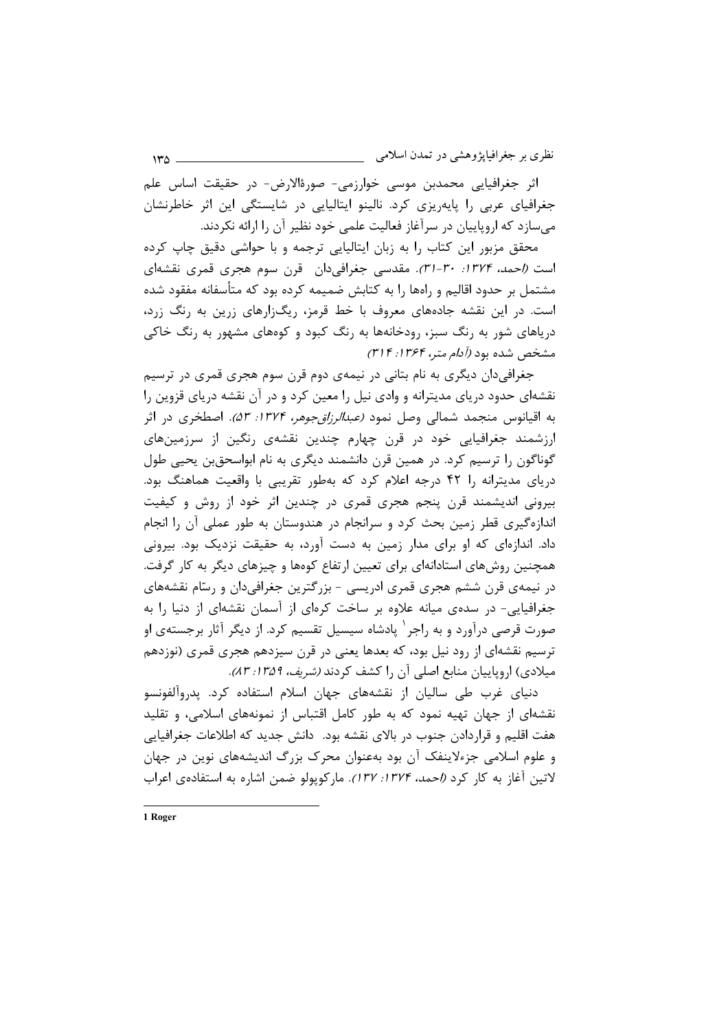اثر جغرافیایی محمدبن موسی خوارزمی- صورةالارض- در حقیقت اساس علم جغرافیای عربی را پایه‌ریزی کرد. نالینو ایتالیایی در شایستگی این اثر خاطرنشان می‌سازد که اروپاییان در سرآغاز فعالیت علمی خود نظیر آن را ارائه نکردند.

محقق مزبور این کتاب را به زبان ایتالیایی ترجمه و با حواشی دقیق چاپ کرده است *(احمد، ۱۳۷۴: ۳۰-۳۱)*. مقدسی جغرافی‌دان قرن سوم هجری قمری نقشه‌ای مشتمل بر حدود اقالیم و راه‌ها را به کتابش ضمیمه کرده بود که متأسفانه مفقود شده است. در این نقشه جاده‌های معروف با خط قرمز، ریگ‌زارهای زرین به رنگ زرد، دریاهای شور به رنگ سبز، رودخانه‌ها به رنگ کبود و کوه‌های مشهور به رنگ خاکی مشخص شده بود *(آدام متر، ۱۳۶۴: ۳۱۴)*.

جغرافی‌دان دیگری به نام بتانی در نیمه‌ی دوم قرن سوم هجری قمری در ترسیم نقشه‌ای حدود دریای مدیترانه و وادی نیل را معین کرد و در آن نقشه دریای قزوین را به اقیانوس منجمد شمالی وصل نمود *(عبدالرزاق‌جوهر، ۱۳۷۴: ۵۳)*. اصطخری در اثر ارزشمند جغرافیایی خود در قرن چهارم چندین نقشه‌ی رنگین از سرزمین‌های گوناگون را ترسیم کرد. در همین قرن دانشمند دیگری به نام ابواسحق‌بن یحیی طول دریای مدیترانه را ۴۲ درجه اعلام کرد که به‌طور تقریبی با واقعیت هماهنگ بود. بیرونی اندیشمند قرن پنجم هجری قمری در چندین اثر خود از روش و کیفیت اندازه‌گیری قطر زمین بحث کرد و سرانجام در هندوستان به طور عملی آن را انجام داد. اندازه‌ای که او برای مدار زمین به دست آورد، به حقیقت نزدیک بود. بیرونی همچنین روش‌های استادانه‌ای برای تعیین ارتفاع کوه‌ها و چیزهای دیگر به کار گرفت. در نیمه‌ی قرن ششم هجری قمری ادریسی - بزرگترین جغرافی‌دان و رسّام نقشه‌های جغرافیایی- در سده‌ی میانه علاوه بر ساخت کره‌ای از آسمان نقشه‌ای از دنیا را به صورت قرصی درآورد و به راجر[1] پادشاه سیسیل تقسیم کرد. از دیگر آثار برجسته‌ی او ترسیم نقشه‌ای از رود نیل بود، که بعدها یعنی در قرن سیزدهم هجری قمری (نوزدهم میلادی) اروپاییان منابع اصلی آن را کشف کردند *(شریف، ۱۳۵۹: ۸۳)*.

دنیای غرب طی سالیان از نقشه‌های جهان اسلام استفاده کرد. پدروآلفونسو نقشه‌ای از جهان تهیه نمود که به طور کامل اقتباس از نمونه‌های اسلامی، و تقلید هفت اقلیم و قراردادن جنوب در بالای نقشه بود. دانش جدید که اطلاعات جغرافیایی و علوم اسلامی جزءلاینفک آن بود به‌عنوان محرک بزرگ اندیشه‌های نوین در جهان لاتین آغاز به کار کرد *(احمد، ۱۳۷۴: ۱۳۷)*. مارکوپولو ضمن اشاره به استفاده‌ی اعراب

---

1 Roger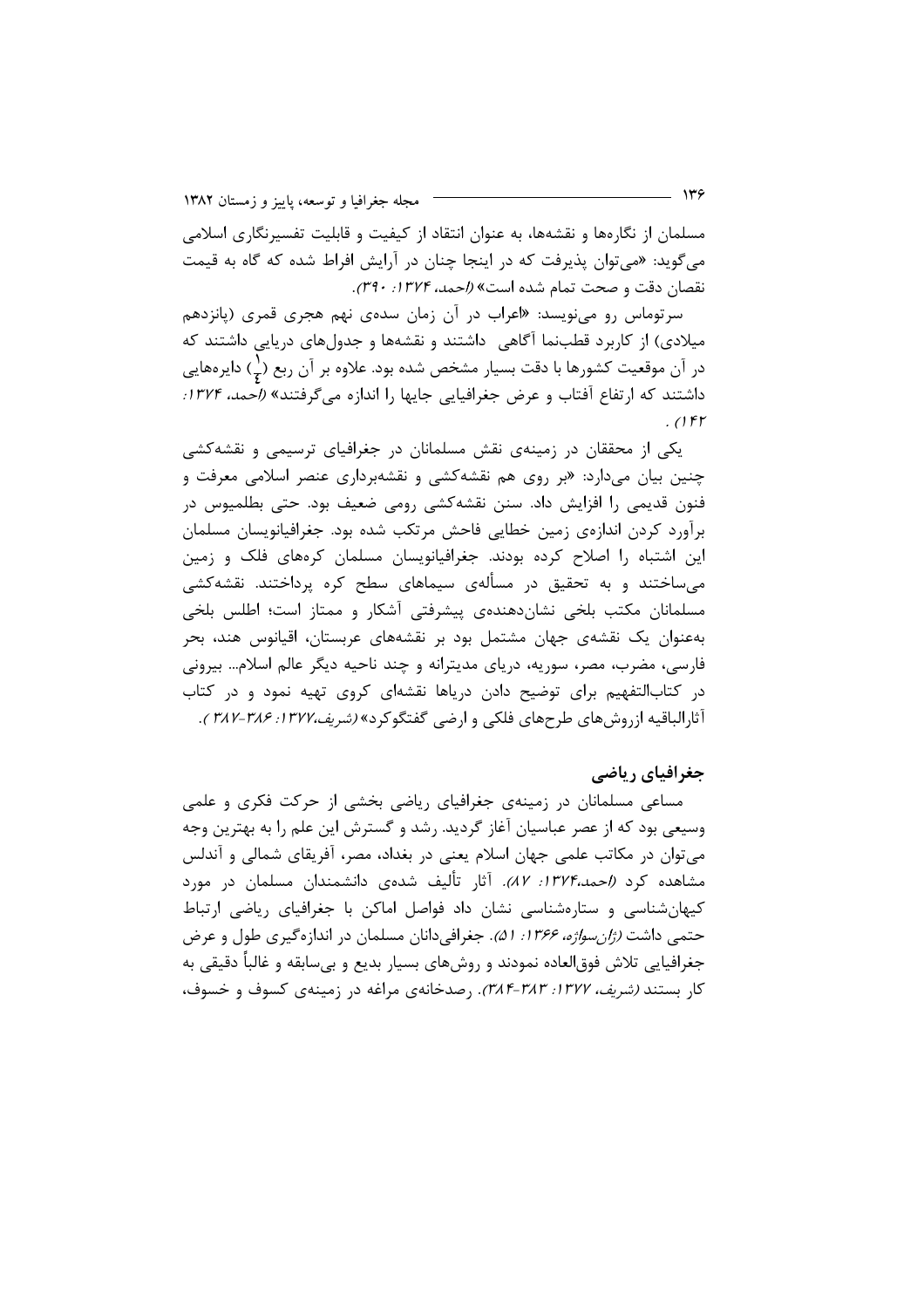مسلمان از نگاره‌ها و نقشه‌ها، به عنوان انتقاد از کیفیت و قابلیت تفسیرنگاری اسلامی می‌گوید: «می‌توان پذیرفت که در اینجا چنان در آرایش افراط شده که گاه به قیمت نقصان دقت و صحت تمام شده است» *(احمد، ۱۳۷۴: ۳۹۰)*.

سرتوماس رو می‌نویسد: «اعراب در آن زمان سده‌ی نهم هجری قمری (پانزدهم میلادی) از کاربرد قطب‌نما آگاهی داشتند و نقشه‌ها و جدول‌های دریایی داشتند که در آن موقعیت کشورها با دقت بسیار مشخص شده بود. علاوه بر آن ربع ($\frac{1}{4}$) دایره‌هایی داشتند که ارتفاع آفتاب و عرض جغرافیایی جایها را اندازه می‌گرفتند» *(احمد، ۱۳۷۴: ۱۴۲)*.

یکی از محققان در زمینه‌ی نقش مسلمانان در جغرافیای ترسیمی و نقشه‌کشی چنین بیان می‌دارد: «بر روی هم نقشه‌کشی و نقشه‌برداری عنصر اسلامی معرفت و فنون قدیمی را افزایش داد. سنن نقشه‌کشی رومی ضعیف بود. حتی بطلمیوس در برآورد کردن اندازه‌ی زمین خطایی فاحش مرتکب شده بود. جغرافیانویسان مسلمان این اشتباه را اصلاح کرده بودند. جغرافیانویسان مسلمان کره‌های فلک و زمین می‌ساختند و به تحقیق در مسأله‌ی سیماهای سطح کره پرداختند. نقشه‌کشی مسلمانان مکتب بلخی نشان‌دهنده‌ی پیشرفتی آشکار و ممتاز است؛ اطلس بلخی به‌عنوان یک نقشه‌ی جهان مشتمل بود بر نقشه‌های عربستان، اقیانوس هند، بحر فارسی، مضرب، مصر، سوریه، دریای مدیترانه و چند ناحیه دیگر عالم اسلام... بیرونی در کتاب‌التفهیم برای توضیح دادن دریاها نقشه‌ای کروی تهیه نمود و در کتاب آثارالباقیه ازروش‌های طرح‌های فلکی و ارضی گفتگوکرد» *(شریف،۱۳۷۷: ۳۸۶-۳۸۷ )*.

## جغرافیای ریاضی

مساعی مسلمانان در زمینه‌ی جغرافیای ریاضی بخشی از حرکت فکری و علمی وسیعی بود که از عصر عباسیان آغاز گردید. رشد و گسترش این علم را به بهترین وجه می‌توان در مکاتب علمی جهان اسلام یعنی در بغداد، مصر، آفریقای شمالی و آندلس مشاهده کرد *(احمد،۱۳۷۴: ۸۷)*. آثار تألیف شده‌ی دانشمندان مسلمان در مورد کیهان‌شناسی و ستاره‌شناسی نشان داد فواصل اماکن با جغرافیای ریاضی ارتباط حتمی داشت *(ژان‌سواژه، ۱۳۶۶: ۵۱)*. جغرافی‌دانان مسلمان در اندازه‌گیری طول و عرض جغرافیایی تلاش فوق‌العاده نمودند و روش‌های بسیار بدیع و بی‌سابقه و غالباً دقیقی به کار بستند *(شریف، ۱۳۷۷: ۳۸۳-۳۸۴)*. رصدخانه‌ی مراغه در زمینه‌ی کسوف و خسوف،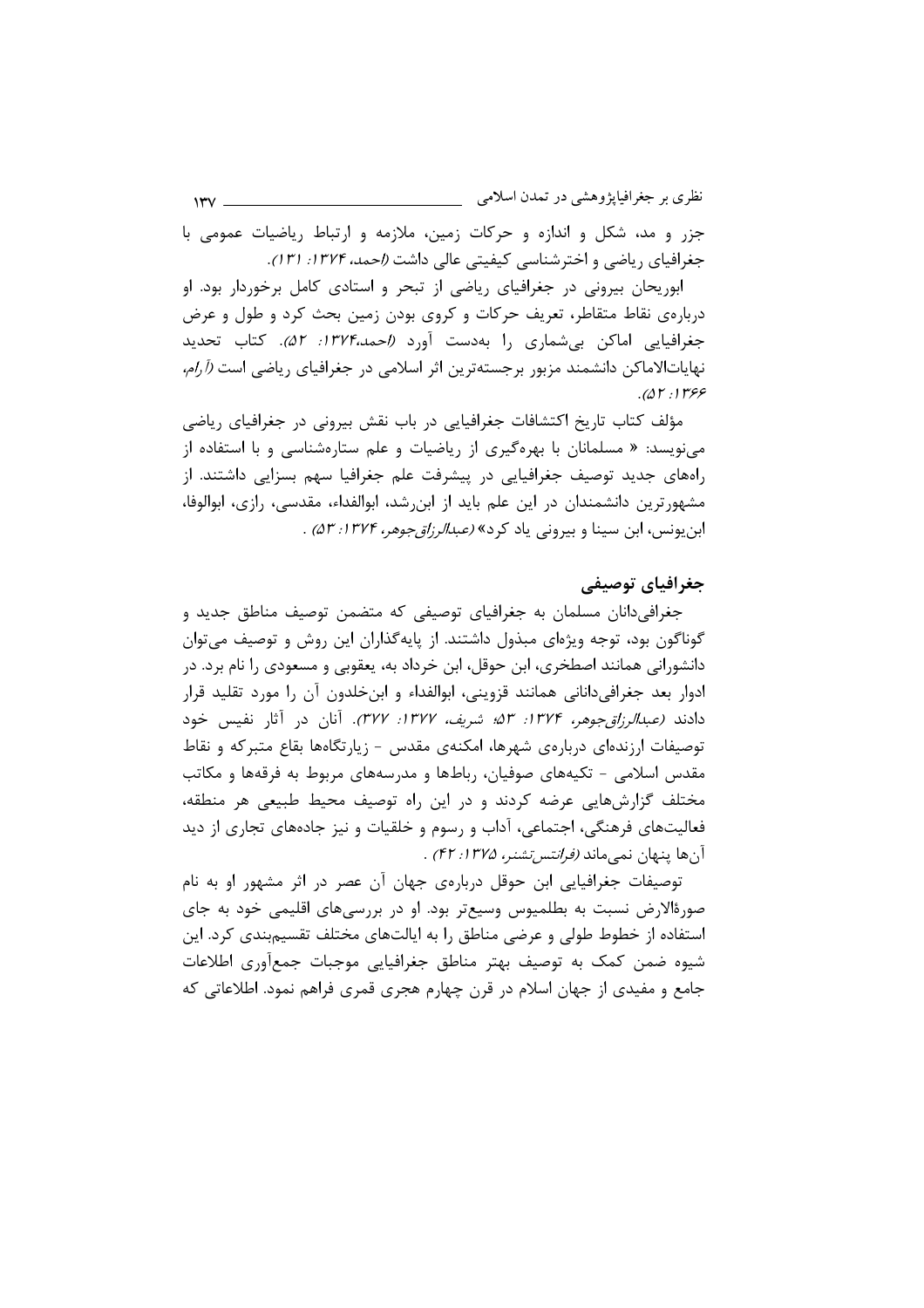جزر و مد، شکل و اندازه و حرکات زمین، ملازمه و ارتباط ریاضیات عمومی با جغرافیای ریاضی و اخترشناسی کیفیتی عالی داشت *(احمد، ۱۳۷۴: ۱۳۱)*.

ابوریحان بیرونی در جغرافیای ریاضی از تبحر و استادی کامل برخوردار بود. او درباره‌ی نقاط متقاطر، تعریف حرکات و کروی بودن زمین بحث کرد و طول و عرض جغرافیایی اماکن بی‌شماری را به‌دست آورد *(احمد،۱۳۷۴: ۵۲)*. کتاب تحدید نهایات‌الاماکن دانشمند مزبور برجسته‌ترین اثر اسلامی در جغرافیای ریاضی است *(آرام، ۱۳۶۶: ۵۲)*.

مؤلف کتاب تاریخ اکتشافات جغرافیایی در باب نقش بیرونی در جغرافیای ریاضی می‌نویسد: « مسلمانان با بهره‌گیری از ریاضیات و علم ستاره‌شناسی و با استفاده از راه‌های جدید توصیف جغرافیایی در پیشرفت علم جغرافیا سهم بسزایی داشتند. از مشهورترین دانشمندان در این علم باید از ابن‌رشد، ابوالفداء، مقدسی، رازی، ابوالوفا، ابن‌یونس، ابن سینا و بیرونی یاد کرد» *(عبدالرزاق‌جوهر، ۱۳۷۴: ۵۳)* .

## جغرافیای توصیفی

جغرافی‌دانان مسلمان به جغرافیای توصیفی که متضمن توصیف مناطق جدید و گوناگون بود، توجه ویژه‌ای مبذول داشتند. از پایه‌گذاران این روش و توصیف می‌توان دانشورانی همانند اصطخری، ابن حوقل، ابن خرداد به، یعقوبی و مسعودی را نام برد. در ادوار بعد جغرافی‌دانانی همانند قزوینی، ابوالفداء و ابن‌خلدون آن را مورد تقلید قرار دادند *(عبدالرزاق‌جوهر، ۱۳۷۴: ۵۳؛ شریف، ۱۳۷۷: ۳۷۷)*. آنان در آثار نفیس خود توصیفات ارزنده‌ای درباره‌ی شهرها، امکنه‌ی مقدس - زیارتگاه‌ها بقاع متبرکه و نقاط مقدس اسلامی - تکیه‌های صوفیان، رباط‌ها و مدرسه‌های مربوط به فرقه‌ها و مکاتب مختلف گزارش‌هایی عرضه کردند و در این راه توصیف محیط طبیعی هر منطقه، فعالیت‌های فرهنگی، اجتماعی، آداب و رسوم و خلقیات و نیز جاده‌های تجاری از دید آن‌ها پنهان نمی‌ماند *(فرانتس‌تشنر، ۱۳۷۵: ۴۲)* .

توصیفات جغرافیایی ابن حوقل درباره‌ی جهان آن عصر در اثر مشهور او به نام صورةالارض نسبت به بطلمیوس وسیع‌تر بود. او در بررسی‌های اقلیمی خود به جای استفاده از خطوط طولی و عرضی مناطق را به ایالت‌های مختلف تقسیم‌بندی کرد. این شیوه ضمن کمک به توصیف بهتر مناطق جغرافیایی موجبات جمع‌آوری اطلاعات جامع و مفیدی از جهان اسلام در قرن چهارم هجری قمری فراهم نمود. اطلاعاتی که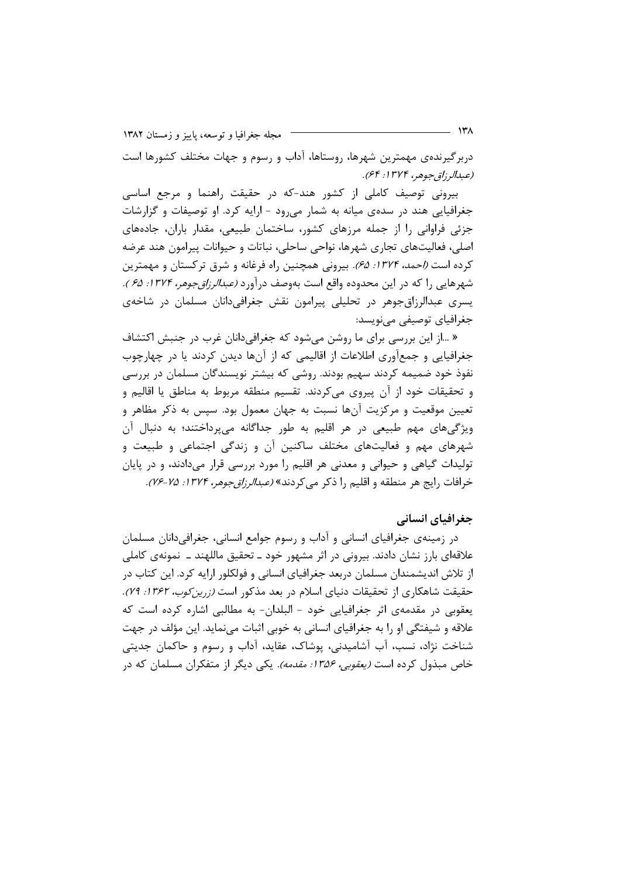دربرگیرنده‌ی مهمترین شهرها، روستاها، آداب و رسوم و جهات مختلف کشورها است *(عبدالرزاق‌جوهر، ۱۳۷۴: ۶۴)*.

بیرونی توصیف کاملی از کشور هند-که در حقیقت راهنما و مرجع اساسی جغرافیایی هند در سده‌ی میانه به شمار می‌رود - ارایه کرد. او توصیفات و گزارشات جزئی فراوانی را از جمله مرزهای کشور، ساختمان طبیعی، مقدار باران، جاده‌های اصلی، فعالیت‌های تجاری شهرها، نواحی ساحلی، نباتات و حیوانات پیرامون هند عرضه کرده است *(احمد، ۱۳۷۴: ۶۵)*. بیرونی همچنین راه فرغانه و شرق ترکستان و مهمترین شهرهایی را که در این محدوده واقع است به‌وصف درآورد *(عبدالرزاق‌جوهر، ۱۳۷۴: ۶۵)*. یسری عبدالرزاق‌جوهر در تحلیلی پیرامون نقش جغرافی‌دانان مسلمان در شاخه‌ی جغرافیای توصیفی می‌نویسد:

« ...از این بررسی برای ما روشن می‌شود که جغرافی‌دانان غرب در جنبش اکتشاف جغرافیایی و جمع‌آوری اطلاعات از اقالیمی که از آن‌ها دیدن کردند یا در چهارچوب نفوذ خود ضمیمه کردند سهیم بودند. روشی که بیشتر نویسندگان مسلمان در بررسی و تحقیقات خود از آن پیروی می‌کردند. تقسیم منطقه مربوط به مناطق یا اقالیم و تعیین موقعیت و مرکزیت آن‌ها نسبت به جهان معمول بود. سپس به ذکر مظاهر و ویژگی‌های مهم طبیعی در هر اقلیم به طور جداگانه می‌پرداختند؛ به دنبال آن شهرهای مهم و فعالیت‌های مختلف ساکنین آن و زندگی اجتماعی و طبیعت و تولیدات گیاهی و حیوانی و معدنی هر اقلیم را مورد بررسی قرار می‌دادند، و در پایان خرافات رایج هر منطقه و اقلیم را ذکر می‌کردند» *(عبدالرزاق‌جوهر، ۱۳۷۴: ۷۵-۷۶)*.

## جغرافیای انسانی

در زمینه‌ی جغرافیای انسانی و آداب و رسوم جوامع انسانی، جغرافی‌دانان مسلمان علاقه‌ای بارز نشان دادند. بیرونی در اثر مشهور خود ـ تحقیق ماللهند ـ نمونه‌ی کاملی از تلاش اندیشمندان مسلمان دربعد جغرافیای انسانی و فولکلور ارایه کرد. این کتاب در حقیقت شاهکاری از تحقیقات دنیای اسلام در بعد مذکور است *(زرین‌کوب، ۱۳۶۲: ۷۹)*. یعقوبی در مقدمه‌ی اثر جغرافیایی خود - البلدان- به مطالبی اشاره کرده است که علاقه و شیفتگی او را به جغرافیای انسانی به خوبی اثبات می‌نماید. این مؤلف در جهت شناخت نژاد، نسب، آب آشامیدنی، پوشاک، عقاید، آداب و رسوم و حاکمان جدیتی خاص مبذول کرده است *(یعقوبی، ۱۳۵۶: مقدمه)*. یکی دیگر از متفکران مسلمان که در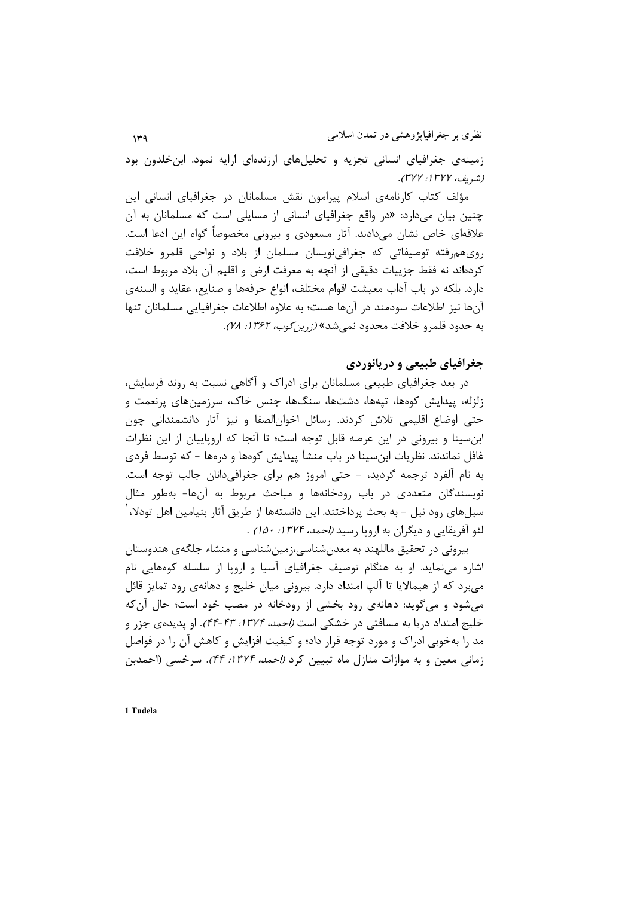زمینه‌ی جغرافیای انسانی تجزیه و تحلیل‌های ارزنده‌ای ارایه نمود. ابن‌خلدون بود *(شریف، ۱۳۷۷: ۳۷۷)*.

مؤلف کتاب کارنامه‌ی اسلام پیرامون نقش مسلمانان در جغرافیای انسانی این چنین بیان می‌دارد: «در واقع جغرافیای انسانی از مسایلی است که مسلمانان به آن علاقه‌ای خاص نشان می‌دادند. آثار مسعودی و بیرونی مخصوصاً گواه این ادعا است. روی‌هم‌رفته توصیفاتی که جغرافی‌نویسان مسلمان از بلاد و نواحی قلمرو خلافت کرده‌اند نه فقط جزییات دقیقی از آنچه به معرفت ارض و اقلیم آن بلاد مربوط است، دارد. بلکه در باب آداب معیشت اقوام مختلف، انواع حرفه‌ها و صنایع، عقاید و السنه‌ی آن‌ها نیز اطلاعات سودمند در آن‌ها هست؛ به علاوه اطلاعات جغرافیایی مسلمانان تنها به حدود قلمرو خلافت محدود نمی‌شد» *(زرین‌کوب، ۱۳۶۲: ۷۸)*.

## جغرافیای طبیعی و دریانوردی

در بعد جغرافیای طبیعی مسلمانان برای ادراک و آگاهی نسبت به روند فرسایش، زلزله، پیدایش کوه‌ها، تپه‌ها، دشت‌ها، سنگ‌ها، جنس خاک، سرزمین‌های پرنعمت و حتی اوضاع اقلیمی تلاش کردند. رسائل اخوان‌الصفا و نیز آثار دانشمندانی چون ابن‌سینا و بیرونی در این عرصه قابل توجه است؛ تا آنجا که اروپاییان از این نظرات غافل نماندند. نظریات ابن‌سینا در باب منشأ پیدایش کوه‌ها و دره‌ها - که توسط فردی به نام آلفرد ترجمه گردید، - حتی امروز هم برای جغرافی‌دانان جالب توجه است. نویسندگان متعددی در باب رودخانه‌ها و مباحث مربوط به آن‌ها- به‌طور مثال سیل‌های رود نیل - به بحث پرداختند. این دانسته‌ها از طریق آثار بنیامین اهل تودلا،[1] لئو آفریقایی و دیگران به اروپا رسید *(احمد، ۱۳۷۴: ۱۵۰)* .

بیرونی در تحقیق ماللهند به معدن‌شناسی،زمین‌شناسی و منشاء جلگه‌ی هندوستان اشاره می‌نماید. او به هنگام توصیف جغرافیای آسیا و اروپا از سلسله کوه‌هایی نام می‌برد که از هیمالایا تا آلپ امتداد دارد. بیرونی میان خلیج و دهانه‌ی رود تمایز قائل می‌شود و می‌گوید: دهانه‌ی رود بخشی از رودخانه در مصب خود است؛ حال آن‌که خلیج امتداد دریا به مسافتی در خشکی است *(احمد، ۱۳۷۴: ۴۳-۴۴)*. او پدیده‌ی جزر و مد را به‌خوبی ادراک و مورد توجه قرار داد؛ و کیفیت افزایش و کاهش آن را در فواصل زمانی معین و به موازات منازل ماه تبیین کرد *(احمد، ۱۳۷۴: ۴۴)*. سرخسی (احمدبن

---

1 Tudela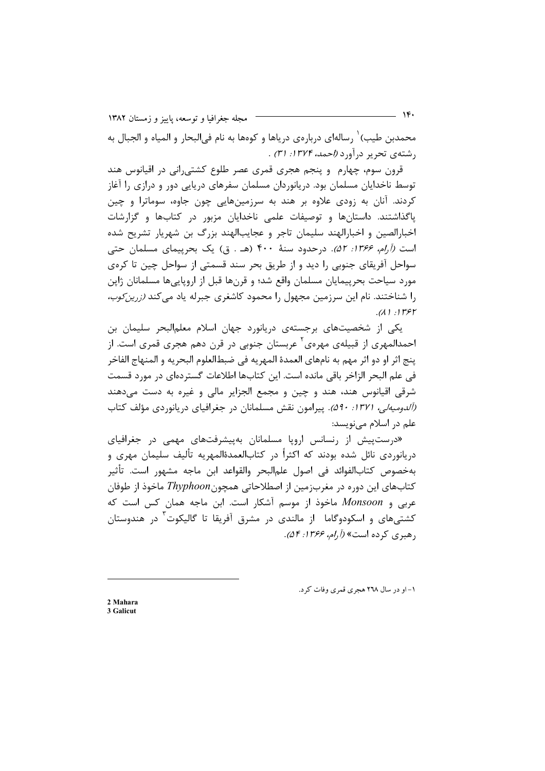محمدبن طیب)[1] رساله‌ای درباره‌ی دریاها و کوه‌ها به نام فی‌البحار و المیاه و الجبال به رشته‌ی تحریر درآورد *(احمد، ۱۳۷۴: ۳۱)* .

قرون سوم، چهارم و پنجم هجری قمری عصر طلوع کشتی‌رانی در اقیانوس هند توسط ناخدایان مسلمان بود. دریانوردان مسلمان سفرهای دریایی دور و درازی را آغاز کردند. آنان به زودی علاوه بر هند به سرزمین‌هایی چون جاوه، سوماترا و چین پاگذاشتند. داستان‌ها و توصیفات علمی ناخدایان مزبور در کتاب‌ها و گزارشات اخبارالصین و اخبارالهند سلیمان تاجر و عجایب‌الهند بزرگ بن شهریار تشریح شده است *(آرام، ۱۳۶۶: ۵۲)*. درحدود سنهٔ ۴۰۰ (هـ . ق) یک بحرپیمای مسلمان حتی سواحل آفریقای جنوبی را دید و از طریق بحر سند قسمتی از سواحل چین تا کره‌ی مورد سیاحت بحرپیمایان مسلمان واقع شد؛ و قرن‌ها قبل از اروپایی‌ها مسلمانان ژاپن را شناختند. نام این سرزمین مجهول را محمود کاشغری جبرله یاد می‌کند *(زرین‌کوب، ۱۳۶۲: ۸۱)*.

یکی از شخصیت‌های برجسته‌ی دریانورد جهان اسلام معلم‌البحر سلیمان بن احمدالمهری از قبیله‌ی مهره‌ی[2] عربستان جنوبی در قرن دهم هجری قمری است. از پنج اثر او دو اثر مهم به نام‌های العمدة المهریه فی ضبط‌العلوم البحریه و المنهاج الفاخر فی علم البحر الزاخر باقی مانده است. این کتاب‌ها اطلاعات گسترده‌ای در مورد قسمت شرقی اقیانوس هند، هند و چین و مجمع الجزایر مالی و غیره به دست می‌دهند *(آلدومیه‌لی، ۱۳۷۱: ۵۹۰)*. پیرامون نقش مسلمانان در جغرافیای دریانوردی مؤلف کتاب علم در اسلام می‌نویسد:

«درست‌پیش از رنسانس اروپا مسلمانان به‌پیشرفت‌های مهمی در جغرافیای دریانوردی نائل شده بودند که اکثراً در کتاب‌العمدۀالمهریه تألیف سلیمان مهری و به‌خصوص کتاب‌الفوائد فی اصول علم‌البحر والقواعد ابن ماجه مشهور است. تأثیر کتاب‌های این دوره در مغرب‌زمین از اصطلاحاتی همچون *Thyphoon* ماخوذ از طوفان عربی و *Monsoon* ماخوذ از موسم آشکار است. ابن ماجه همان کس است که کشتی‌های و اسکودوگاما از مالندی در مشرق آفریقا تا گالیکوت[3] در هندوستان رهبری کرده است» *(آرام، ۱۳۶۶: ۵۴)*.

---

۱- او در سال ۲۶۸ هجری قمری وفات کرد.

2 Mahara
3 Galicut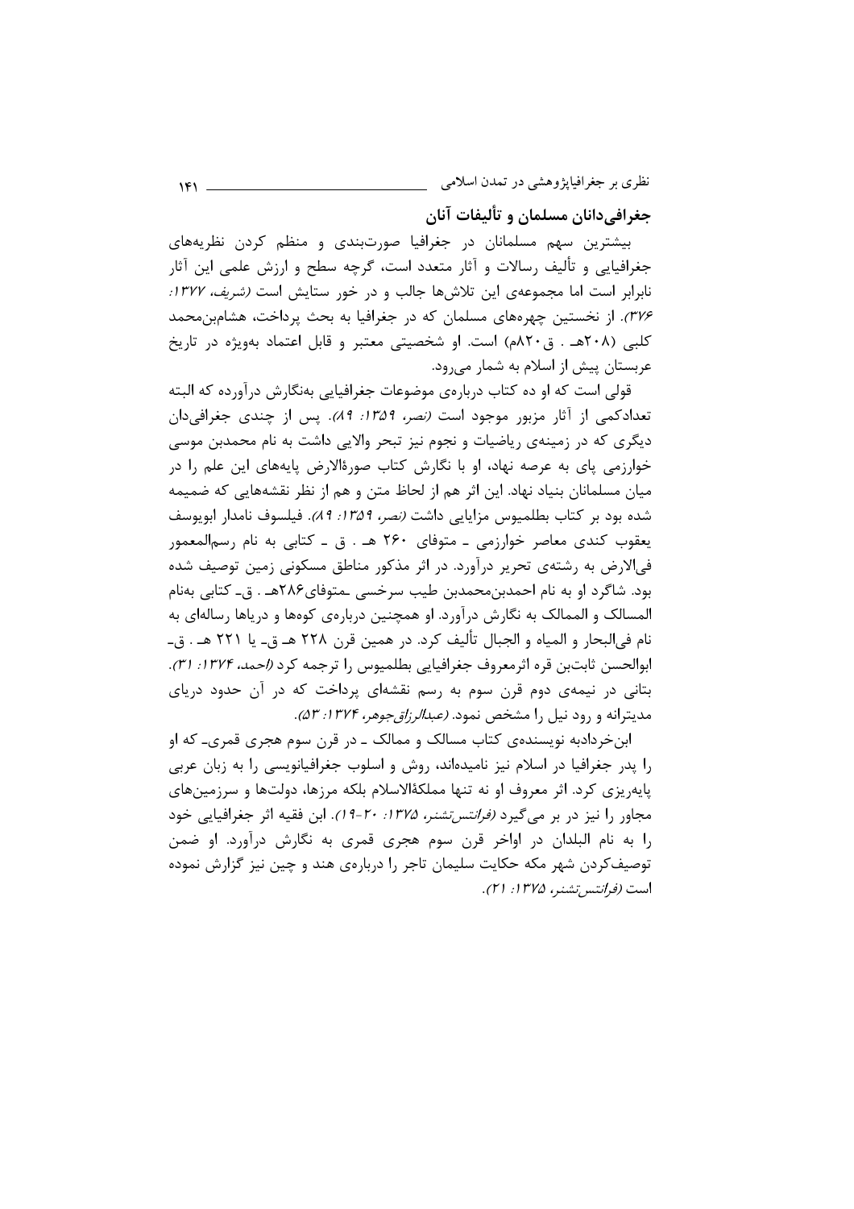## جغرافی‌دانان مسلمان و تألیفات آنان

بیشترین سهم مسلمانان در جغرافیا صورت‌بندی و منظم کردن نظریه‌های جغرافیایی و تألیف رسالات و آثار متعدد است، گرچه سطح و ارزش علمی این آثار نابرابر است اما مجموعه‌ی این تلاش‌ها جالب و در خور ستایش است *(شریف، ۱۳۷۷: ۳۷۶)*. از نخستین چهره‌های مسلمان که در جغرافیا به بحث پرداخت، هشام‌بن‌محمد کلبی (۲۰۸هـ . ق۸۲۰م) است. او شخصیتی معتبر و قابل اعتماد به‌ویژه در تاریخ عربستان پیش از اسلام به شمار می‌رود.

قولی است که او ده کتاب درباره‌ی موضوعات جغرافیایی به‌نگارش درآورده که البته تعدادکمی از آثار مزبور موجود است *(نصر، ۱۳۵۹: ۸۹)*. پس از چندی جغرافی‌دان دیگری که در زمینه‌ی ریاضیات و نجوم نیز تبحر والایی داشت به نام محمدبن موسی خوارزمی پای به عرصه نهاد، او با نگارش کتاب صورةالارض پایه‌های این علم را در میان مسلمانان بنیاد نهاد. این اثر هم از لحاظ متن و هم از نظر نقشه‌هایی که ضمیمه شده بود بر کتاب بطلمیوس مزایایی داشت *(نصر، ۱۳۵۹: ۸۹)*. فیلسوف نامدار ابویوسف یعقوب کندی معاصر خوارزمی ـ متوفای ۲۶۰ هـ . ق ـ کتابی به نام رسم‌المعمور فی‌الارض به رشته‌ی تحریر درآورد. در اثر مذکور مناطق مسکونی زمین توصیف شده بود. شاگرد او به نام احمدبن‌محمدبن طیب سرخسی ـمتوفای۲۸۶هـ . ق‌ـ کتابی به‌نام المسالک و الممالک به نگارش درآورد. او همچنین درباره‌ی کوه‌ها و دریاها رساله‌ای به نام فی‌البحار و المیاه و الجبال تألیف کرد. در همین قرن ۲۲۸ هـ ق‌ـ یا ۲۲۱ هـ . ق‌ـ ابوالحسن ثابت‌بن قره اثرمعروف جغرافیایی بطلمیوس را ترجمه کرد *(احمد، ۱۳۷۴: ۳۱)*. بتانی در نیمه‌ی دوم قرن سوم به رسم نقشه‌ای پرداخت که در آن حدود دریای مدیترانه و رود نیل را مشخص نمود. *(عبدالرزاق‌جوهر، ۱۳۷۴: ۵۳)*.

ابن‌خردادبه نویسنده‌ی کتاب مسالک و ممالک ـ در قرن سوم هجری قمری‌ـ که او را پدر جغرافیا در اسلام نیز نامیده‌اند، روش و اسلوب جغرافیانویسی را به زبان عربی پایه‌ریزی کرد. اثر معروف او نه تنها مملکةالاسلام بلکه مرزها، دولت‌ها و سرزمین‌های مجاور را نیز در بر می‌گیرد *(فرانتس‌تشنر، ۱۳۷۵: ۲۰-۱۹)*. ابن فقیه اثر جغرافیایی خود را به نام البلدان در اواخر قرن سوم هجری قمری به نگارش درآورد. او ضمن توصیف‌کردن شهر مکه حکایت سلیمان تاجر را درباره‌ی هند و چین نیز گزارش نموده است *(فرانتس‌تشنر، ۱۳۷۵: ۲۱)*.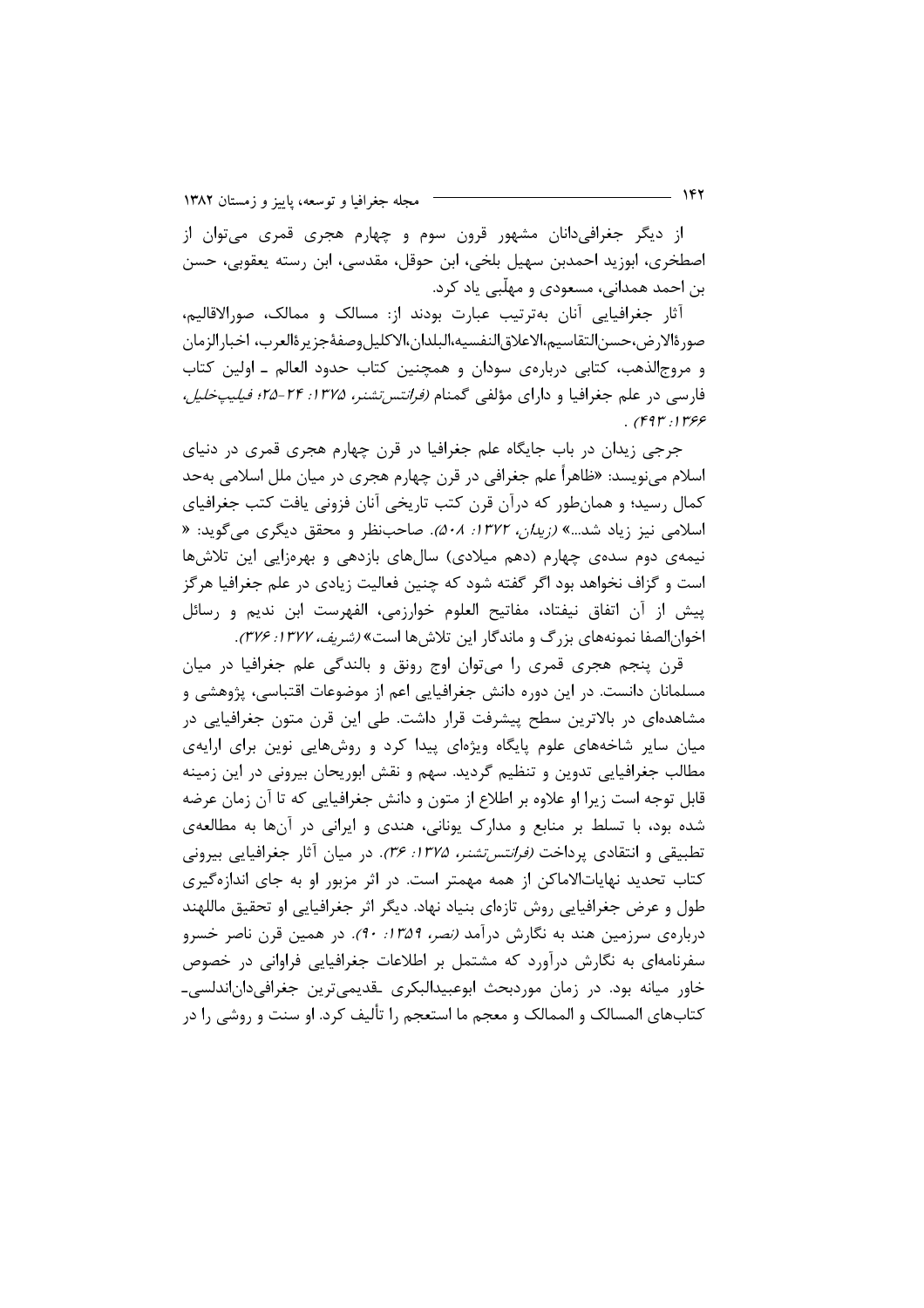از دیگر جغرافی‌دانان مشهور قرون سوم و چهارم هجری قمری می‌توان از اصطخری، ابوزید احمدبن سهیل بلخی، ابن حوقل، مقدسی، ابن رسته یعقوبی، حسن بن احمد همدانی، مسعودی و مهلّبی یاد کرد.

آثار جغرافیایی آنان به‌ترتیب عبارت بودند از: مسالک و ممالک، صورالاقالیم، صورةالارض،حسن‌التقاسیم،الاعلاق‌النفسیه،البلدان،الاکلیل‌وصفةجزیرةالعرب، اخبارالزمان و مروج‌الذهب، کتابی درباره‌ی سودان و همچنین کتاب حدود العالم ـ اولین کتاب فارسی در علم جغرافیا و دارای مؤلفی گمنام *(فرانتس‌تشنر، ۱۳۷۵: ۲۴-۲۵؛ فیلیپ‌خلیل، ۱۳۶۶: ۴۹۳)*.

جرجی زیدان در باب جایگاه علم جغرافیا در قرن چهارم هجری قمری در دنیای اسلام می‌نویسد: «ظاهراً علم جغرافی در قرن چهارم هجری در میان ملل اسلامی به‌حد کمال رسید؛ و همان‌طور که درآن قرن کتب تاریخی آنان فزونی یافت کتب جغرافیای اسلامی نیز زیاد شد...» *(زیدان، ۱۳۷۲: ۵۰۸)*. صاحب‌نظر و محقق دیگری می‌گوید: « نیمه‌ی دوم سده‌ی چهارم (دهم میلادی) سال‌های بازدهی و بهره‌زایی این تلاش‌ها است و گزاف نخواهد بود اگر گفته شود که چنین فعالیت زیادی در علم جغرافیا هرگز پیش از آن اتفاق نیفتاد، مفاتیح العلوم خوارزمی، الفهرست ابن ندیم و رسائل اخوان‌الصفا نمونه‌های بزرگ و ماندگار این تلاش‌ها است» *(شریف، ۱۳۷۷: ۳۷۶)*.

قرن پنجم هجری قمری را می‌توان اوج رونق و بالندگی علم جغرافیا در میان مسلمانان دانست. در این دوره دانش جغرافیایی اعم از موضوعات اقتباسی، پژوهشی و مشاهده‌ای در بالاترین سطح پیشرفت قرار داشت. طی این قرن متون جغرافیایی در میان سایر شاخه‌های علوم پایگاه ویژه‌ای پیدا کرد و روش‌هایی نوین برای ارایه‌ی مطالب جغرافیایی تدوین و تنظیم گردید. سهم و نقش ابوریحان بیرونی در این زمینه قابل توجه است زیرا او علاوه بر اطلاع از متون و دانش جغرافیایی که تا آن زمان عرضه شده بود، با تسلط بر منابع و مدارک یونانی، هندی و ایرانی در آن‌ها به مطالعه‌ی تطبیقی و انتقادی پرداخت *(فرانتس‌تشنر، ۱۳۷۵: ۳۶)*. در میان آثار جغرافیایی بیرونی کتاب تحدید نهایات‌الاماکن از همه مهمتر است. در اثر مزبور او به جای اندازه‌گیری طول و عرض جغرافیایی روش تازه‌ای بنیاد نهاد. دیگر اثر جغرافیایی او تحقیق ماللهند درباره‌ی سرزمین هند به نگارش درآمد *(نصر، ۱۳۵۹: ۹۰)*. در همین قرن ناصر خسرو سفرنامه‌ای به نگارش درآورد که مشتمل بر اطلاعات جغرافیایی فراوانی در خصوص خاور میانه بود. در زمان موردبحث ابوعبیدالبکری ـقدیمی‌ترین جغرافی‌دان‌اندلسی‌ـ کتاب‌های المسالک و الممالک و معجم ما استعجم را تألیف کرد. او سنت و روشی را در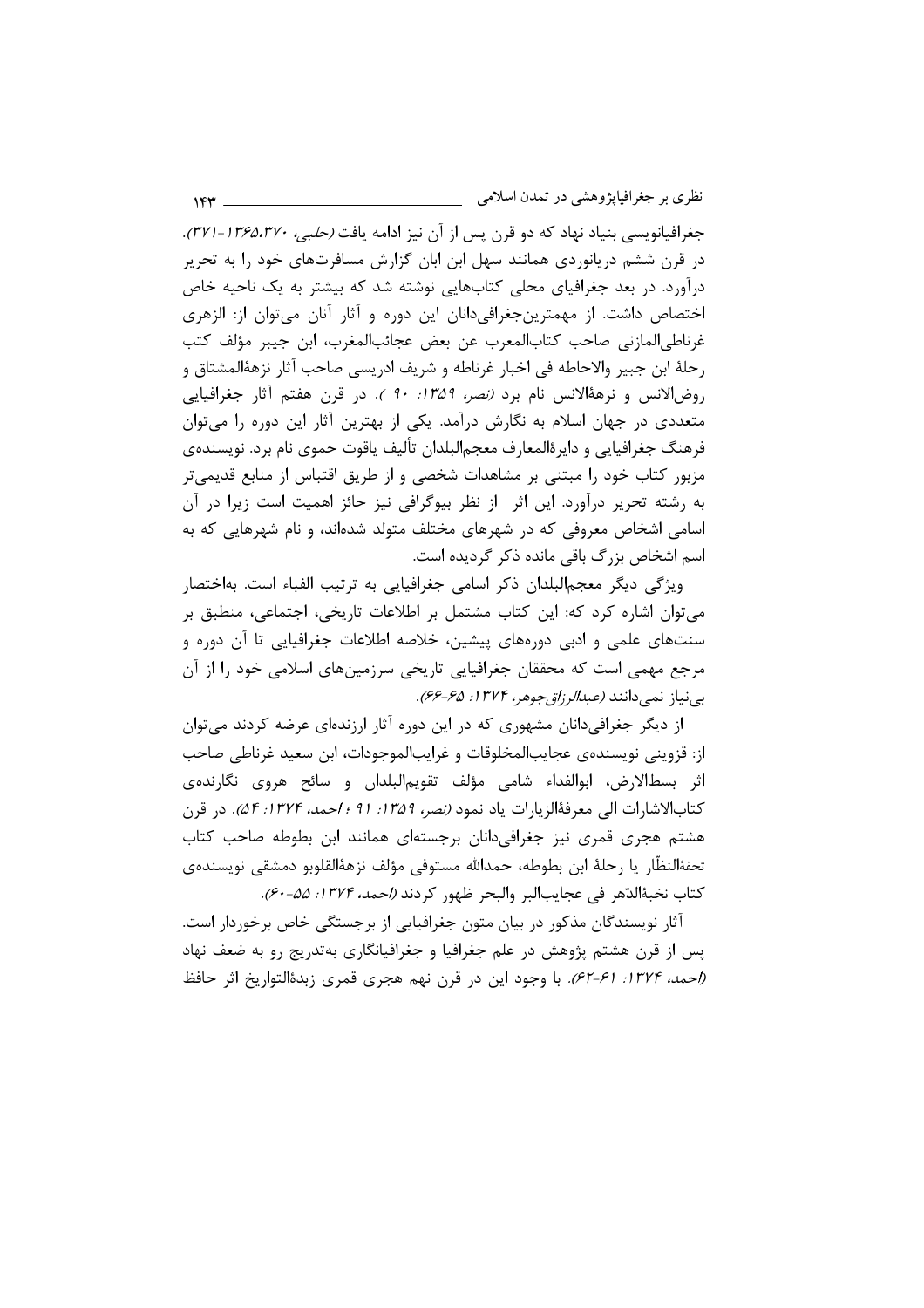جغرافیانویسی بنیاد نهاد که دو قرن پس از آن نیز ادامه یافت *(حلبی، ۱۳۶۵،۳۷۰-۳۷۱)*. در قرن ششم دریانوردی همانند سهل ابن ابان گزارش مسافرت‌های خود را به تحریر درآورد. در بعد جغرافیای محلی کتاب‌هایی نوشته شد که بیشتر به یک ناحیه خاص اختصاص داشت. از مهمترین‌جغرافی‌دانان این دوره و آثار آنان می‌توان از: الزهری غرناطی‌المازنی صاحب کتاب‌المعرب عن بعض عجائب‌المغرب، ابن جبیر مؤلف کتب رحلة ابن جبیر والاحاطه فی اخبار غرناطه و شریف ادریسی صاحب آثار نزهةالمشتاق و روض‌الانس و نزهةالانس نام برد *(نصر، ۱۳۵۹: ۹۰ )*. در قرن هفتم آثار جغرافیایی متعددی در جهان اسلام به نگارش درآمد. یکی از بهترین آثار این دوره را می‌توان فرهنگ جغرافیایی و دایرةالمعارف معجم‌البلدان تألیف یاقوت حموی نام برد. نویسنده‌ی مزبور کتاب خود را مبتنی بر مشاهدات شخصی و از طریق اقتباس از منابع قدیمی‌تر به رشته تحریر درآورد. این اثر از نظر بیوگرافی نیز حائز اهمیت است زیرا در آن اسامی اشخاص معروفی که در شهرهای مختلف متولد شده‌اند، و نام شهرهایی که به اسم اشخاص بزرگ باقی مانده ذکر گردیده است.

ویژگی دیگر معجم‌البلدان ذکر اسامی جغرافیایی به ترتیب الفباء است. به‌اختصار می‌توان اشاره کرد که: این کتاب مشتمل بر اطلاعات تاریخی، اجتماعی، منطبق بر سنت‌های علمی و ادبی دوره‌های پیشین، خلاصه اطلاعات جغرافیایی تا آن دوره و مرجع مهمی است که محققان جغرافیایی تاریخی سرزمین‌های اسلامی خود را از آن بی‌نیاز نمی‌دانند *(عبدالرزاق‌جوهر، ۱۳۷۴: ۶۵-۶۶)*.

از دیگر جغرافی‌دانان مشهوری که در این دوره آثار ارزنده‌ای عرضه کردند می‌توان از: قزوینی نویسنده‌ی عجایب‌المخلوقات و غرایب‌الموجودات، ابن سعید غرناطی صاحب اثر بسط‌الارض، ابوالفداء شامی مؤلف تقویم‌البلدان و سائح هروی نگارنده‌ی کتاب‌الاشارات الی معرفةالزیارات یاد نمود *(نصر، ۱۳۵۹: ۹۱ ؛ احمد، ۱۳۷۴: ۵۴)*. در قرن هشتم هجری قمری نیز جغرافی‌دانان برجسته‌ای همانند ابن بطوطه صاحب کتاب تحفةالنظّار یا رحلة ابن بطوطه، حمدالله مستوفی مؤلف نزهةالقلوب دمشقی نویسنده‌ی کتاب نخبةالدّهر فی عجایب‌البر والبحر ظهور کردند *(احمد، ۱۳۷۴: ۵۵-۶۰)*.

آثار نویسندگان مذکور در بیان متون جغرافیایی از برجستگی خاص برخوردار است. پس از قرن هشتم پژوهش در علم جغرافیا و جغرافیانگاری به‌تدریج رو به ضعف نهاد *(احمد، ۱۳۷۴: ۶۱-۶۲)*. با وجود این در قرن نهم هجری قمری زبدةالتواریخ اثر حافظ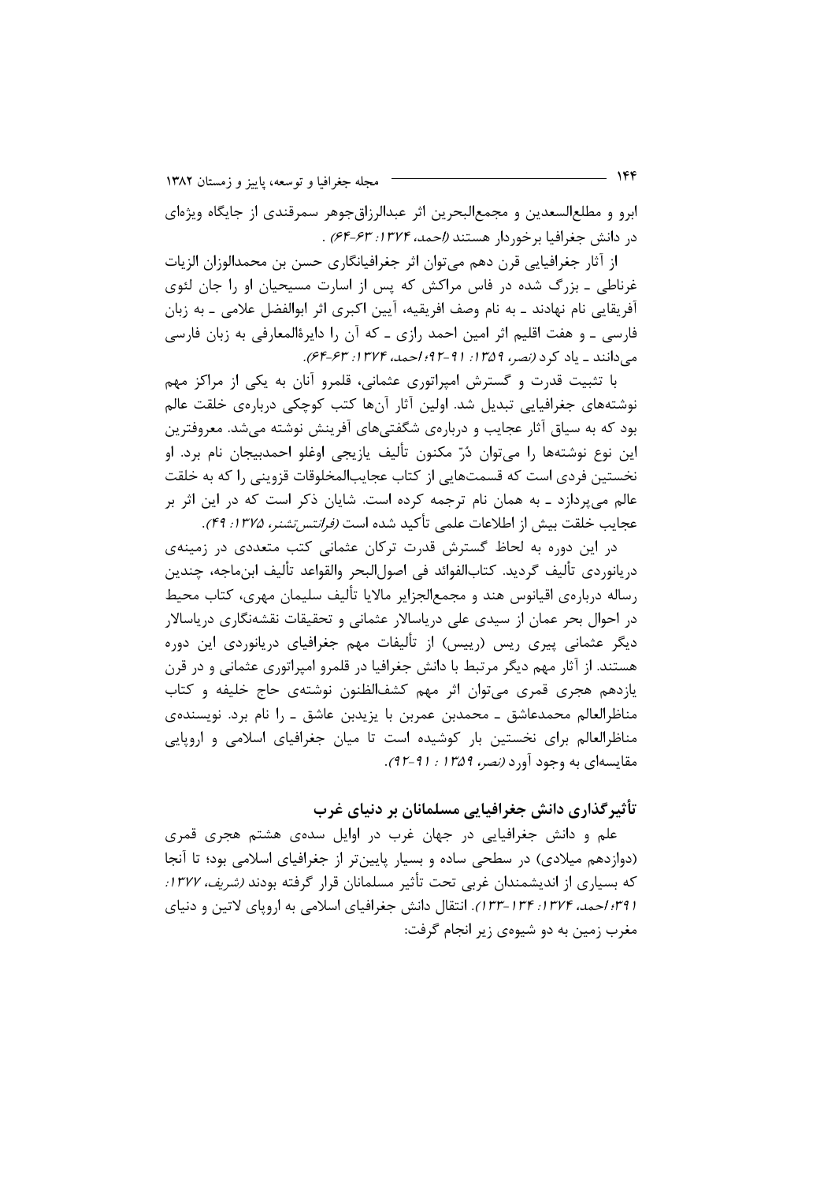ابرو و مطلع‌السعدین و مجمع‌البحرین اثر عبدالرزاق‌جوهر سمرقندی از جایگاه ویژه‌ای در دانش جغرافیا برخوردار هستند *(احمد، ۱۳۷۴: ۶۳-۶۴)* .

از آثار جغرافیایی قرن دهم می‌توان اثر جغرافیانگاری حسن بن محمدالوزان الزیات غرناطی ـ بزرگ شده در فاس مراکش که پس از اسارت مسیحیان او را جان لئوی آفریقایی نام نهادند ـ به نام وصف افریقیه، آیین اکبری اثر ابوالفضل علامی ـ به زبان فارسی ـ و هفت اقلیم اثر امین احمد رازی ـ که آن را دایرةالمعارفی به زبان فارسی می‌دانند ـ یاد کرد *(نصر، ۱۳۵۹: ۹۱-۹۲؛ احمد، ۱۳۷۴: ۶۳-۶۴)*.

با تثبیت قدرت و گسترش امپراتوری عثمانی، قلمرو آنان به یکی از مراکز مهم نوشته‌های جغرافیایی تبدیل شد. اولین آثار آن‌ها کتب کوچکی درباره‌ی خلقت عالم بود که به سیاق آثار عجایب و درباره‌ی شگفتی‌های آفرینش نوشته می‌شد. معروفترین این نوع نوشته‌ها را می‌توان دُرّ مکنون تألیف یازیجی اوغلو احمدبیجان نام برد. او نخستین فردی است که قسمت‌هایی از کتاب عجایب‌المخلوقات قزوینی را که به خلقت عالم می‌پردازد ـ به همان نام ترجمه کرده است. شایان ذکر است که در این اثر بر عجایب خلقت بیش از اطلاعات علمی تأکید شده است *(فرانتس‌تشنر، ۱۳۷۵: ۴۹)*.

در این دوره به لحاظ گسترش قدرت ترکان عثمانی کتب متعددی در زمینه‌ی دریانوردی تألیف گردید. کتاب‌الفوائد فی اصول‌البحر والقواعد تألیف ابن‌ماجه، چندین رساله درباره‌ی اقیانوس هند و مجمع‌الجزایر مالایا تألیف سلیمان مهری، کتاب محیط در احوال بحر عمان از سیدی علی دریاسالار عثمانی و تحقیقات نقشه‌نگاری دریاسالار دیگر عثمانی پیری ریس (رییس) از تألیفات مهم جغرافیای دریانوردی این دوره هستند. از آثار مهم دیگر مرتبط با دانش جغرافیا در قلمرو امپراتوری عثمانی و در قرن یازدهم هجری قمری می‌توان اثر مهم کشف‌الظنون نوشته‌ی حاج خلیفه و کتاب مناظرالعالم محمدعاشق ـ محمدبن عمربن با یزیدبن عاشق ـ را نام برد. نویسنده‌ی مناظرالعالم برای نخستین بار کوشیده است تا میان جغرافیای اسلامی و اروپایی مقایسه‌ای به وجود آورد *(نصر، ۱۳۵۹ : ۹۱-۹۲)*.

## تأثیرگذاری دانش جغرافیایی مسلمانان بر دنیای غرب

علم و دانش جغرافیایی در جهان غرب در اوایل سده‌ی هشتم هجری قمری (دوازدهم میلادی) در سطحی ساده و بسیار پایین‌تر از جغرافیای اسلامی بود؛ تا آنجا که بسیاری از اندیشمندان غربی تحت تأثیر مسلمانان قرار گرفته بودند *(شریف، ۱۳۷۷: ۳۹۱؛ احمد، ۱۳۷۴: ۱۳۴-۱۳۳)*. انتقال دانش جغرافیای اسلامی به اروپای لاتین و دنیای مغرب زمین به دو شیوه‌ی زیر انجام گرفت: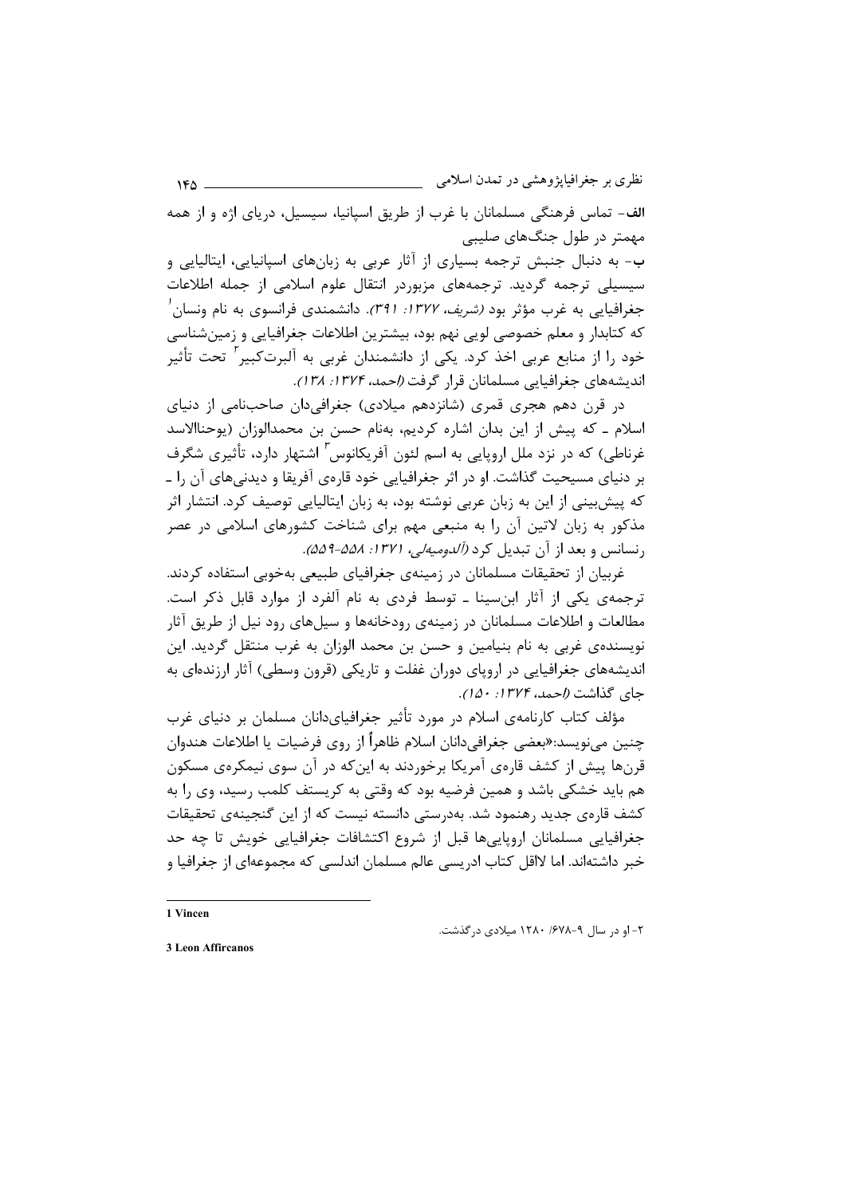**الف**- تماس فرهنگی مسلمانان با غرب از طریق اسپانیا، سیسیل، دریای اژه و از همه مهمتر در طول جنگ‌های صلیبی

**ب**- به دنبال جنبش ترجمه بسیاری از آثار عربی به زبان‌های اسپانیایی، ایتالیایی و سیسیلی ترجمه گردید. ترجمه‌های مزبوردر انتقال علوم اسلامی از جمله اطلاعات جغرافیایی به غرب مؤثر بود *(شریف، ۱۳۷۷: ۳۹۱)*. دانشمندی فرانسوی به نام ونسان[1] که کتابدار و معلم خصوصی لویی نهم بود، بیشترین اطلاعات جغرافیایی و زمین‌شناسی خود را از منابع عربی اخذ کرد. یکی از دانشمندان غربی به آلبرت‌کبیر[2] تحت تأثیر اندیشه‌های جغرافیایی مسلمانان قرار گرفت *(احمد، ۱۳۷۴: ۱۳۸)*.

در قرن دهم هجری قمری (شانزدهم میلادی) جغرافی‌دان صاحب‌نامی از دنیای اسلام ـ که پیش از این بدان اشاره کردیم، به‌نام حسن بن محمدالوزان (یوحناالاسد غرناطی) که در نزد ملل اروپایی به اسم لئون آفریکانوس[3] اشتهار دارد، تأثیری شگرف بر دنیای مسیحیت گذاشت. او در اثر جغرافیایی خود قاره‌ی آفریقا و دیدنی‌های آن را ـ که پیش‌بینی از این به زبان عربی نوشته بود، به زبان ایتالیایی توصیف کرد. انتشار اثر مذکور به زبان لاتین آن را به منبعی مهم برای شناخت کشورهای اسلامی در عصر رنسانس و بعد از آن تبدیل کرد *(آلدومیه‌لی، ۱۳۷۱: ۵۵۸-۵۵۹)*.

غربیان از تحقیقات مسلمانان در زمینه‌ی جغرافیای طبیعی به‌خوبی استفاده کردند. ترجمه‌ی یکی از آثار ابن‌سینا ـ توسط فردی به نام آلفرد از موارد قابل ذکر است. مطالعات و اطلاعات مسلمانان در زمینه‌ی رودخانه‌ها و سیل‌های رود نیل از طریق آثار نویسنده‌ی غربی به نام بنیامین و حسن بن محمد الوزان به غرب منتقل گردید. این اندیشه‌های جغرافیایی در اروپای دوران غفلت و تاریکی (قرون وسطی) آثار ارزنده‌ای به جای گذاشت *(احمد، ۱۳۷۴: ۱۵۰)*.

مؤلف کتاب کارنامه‌ی اسلام در مورد تأثیر جغرافیادانان مسلمان بر دنیای غرب چنین می‌نویسد:«بعضی جغرافی‌دانان اسلام ظاهراً از روی فرضیات یا اطلاعات هندوان قرن‌ها پیش از کشف قاره‌ی آمریکا برخوردند به این‌که در آن سوی نیمکره‌ی مسکون هم باید خشکی باشد و همین فرضیه بود که وقتی به کریستف کلمب رسید، وی را به کشف قاره‌ی جدید رهنمود شد. به‌درستی دانسته نیست که از این گنجینه‌ی تحقیقات جغرافیایی مسلمانان اروپایی‌ها قبل از شروع اکتشافات جغرافیایی خویش تا چه حد خبر داشته‌اند. اما لااقل کتاب ادریسی عالم مسلمان اندلسی که مجموعه‌ای از جغرافیا و

---

1 Vincen

۲- او در سال ۹-۶۷۸/ ۱۲۸۰ میلادی درگذشت.

3 Leon Affircanos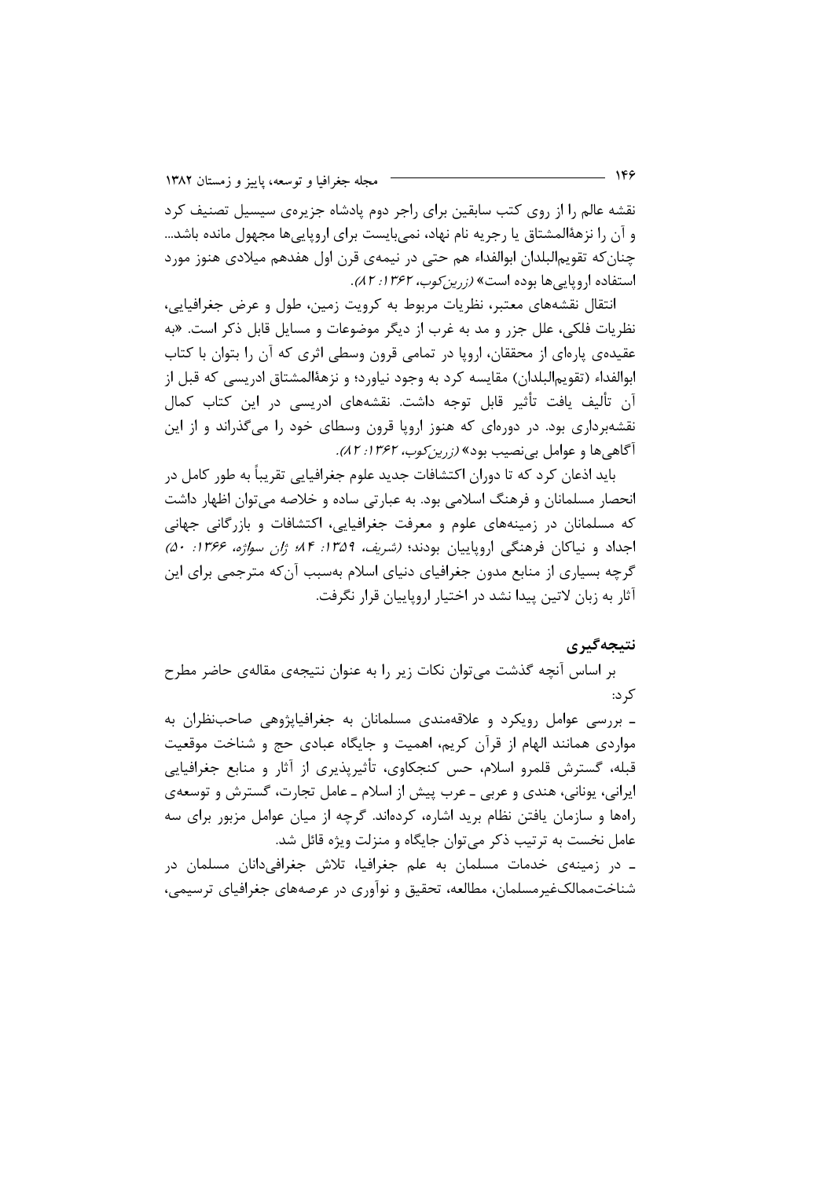نقشه عالم را از روی کتب سابقین برای راجر دوم پادشاه جزیره‌ی سیسیل تصنیف کرد و آن را نزهةالمشتاق یا رجریه نام نهاد، نمی‌بایست برای اروپایی‌ها مجهول مانده باشد... چنان‌که تقویم‌البلدان ابوالفداء هم حتی در نیمه‌ی قرن اول هفدهم میلادی هنوز مورد استفاده اروپایی‌ها بوده است» *(زرین‌کوب، ۱۳۶۲: ۸۲)*.

انتقال نقشه‌های معتبر، نظریات مربوط به کرویت زمین، طول و عرض جغرافیایی، نظریات فلکی، علل جزر و مد به غرب از دیگر موضوعات و مسایل قابل ذکر است. «به عقیده‌ی پاره‌ای از محققان، اروپا در تمامی قرون وسطی اثری که آن را بتوان با کتاب ابوالفداء (تقویم‌البلدان) مقایسه کرد به وجود نیاورد؛ و نزهةالمشتاق ادریسی که قبل از آن تألیف یافت تأثیر قابل توجه داشت. نقشه‌های ادریسی در این کتاب کمال نقشه‌برداری بود. در دوره‌ای که هنوز اروپا قرون وسطای خود را می‌گذراند و از این آگاهی‌ها و عوامل بی‌نصیب بود» *(زرین‌کوب، ۱۳۶۲: ۸۲)*.

باید اذعان کرد که تا دوران اکتشافات جدید علوم جغرافیایی تقریباً به طور کامل در انحصار مسلمانان و فرهنگ اسلامی بود. به عبارتی ساده و خلاصه می‌توان اظهار داشت که مسلمانان در زمینه‌های علوم و معرفت جغرافیایی، اکتشافات و بازرگانی جهانی اجداد و نیاکان فرهنگی اروپاییان بودند؛ *(شریف، ۱۳۵۹: ۸۴؛ ژان سواژه، ۱۳۶۶: ۵۰)* گرچه بسیاری از منابع مدون جغرافیای دنیای اسلام به‌سبب آن‌که مترجمی برای این آثار به زبان لاتین پیدا نشد در اختیار اروپاییان قرار نگرفت.

## نتیجه‌گیری

بر اساس آنچه گذشت می‌توان نکات زیر را به عنوان نتیجه‌ی مقاله‌ی حاضر مطرح کرد:

ـ بررسی عوامل رویکرد و علاقه‌مندی مسلمانان به جغرافیاپژوهی صاحب‌نظران به مواردی همانند الهام از قرآن کریم، اهمیت و جایگاه عبادی حج و شناخت موقعیت قبله، گسترش قلمرو اسلام، حس کنجکاوی، تأثیرپذیری از آثار و منابع جغرافیایی ایرانی، یونانی، هندی و عربی ـ عرب پیش از اسلام ـ عامل تجارت، گسترش و توسعه‌ی راه‌ها و سازمان یافتن نظام برید اشاره، کرده‌اند. گرچه از میان عوامل مزبور برای سه عامل نخست به ترتیب ذکر می‌توان جایگاه و منزلت ویژه قائل شد.

ـ در زمینه‌ی خدمات مسلمان به علم جغرافیا، تلاش جغرافی‌دانان مسلمان در شناخت‌ممالک‌غیرمسلمان، مطالعه، تحقیق و نوآوری در عرصه‌های جغرافیای ترسیمی،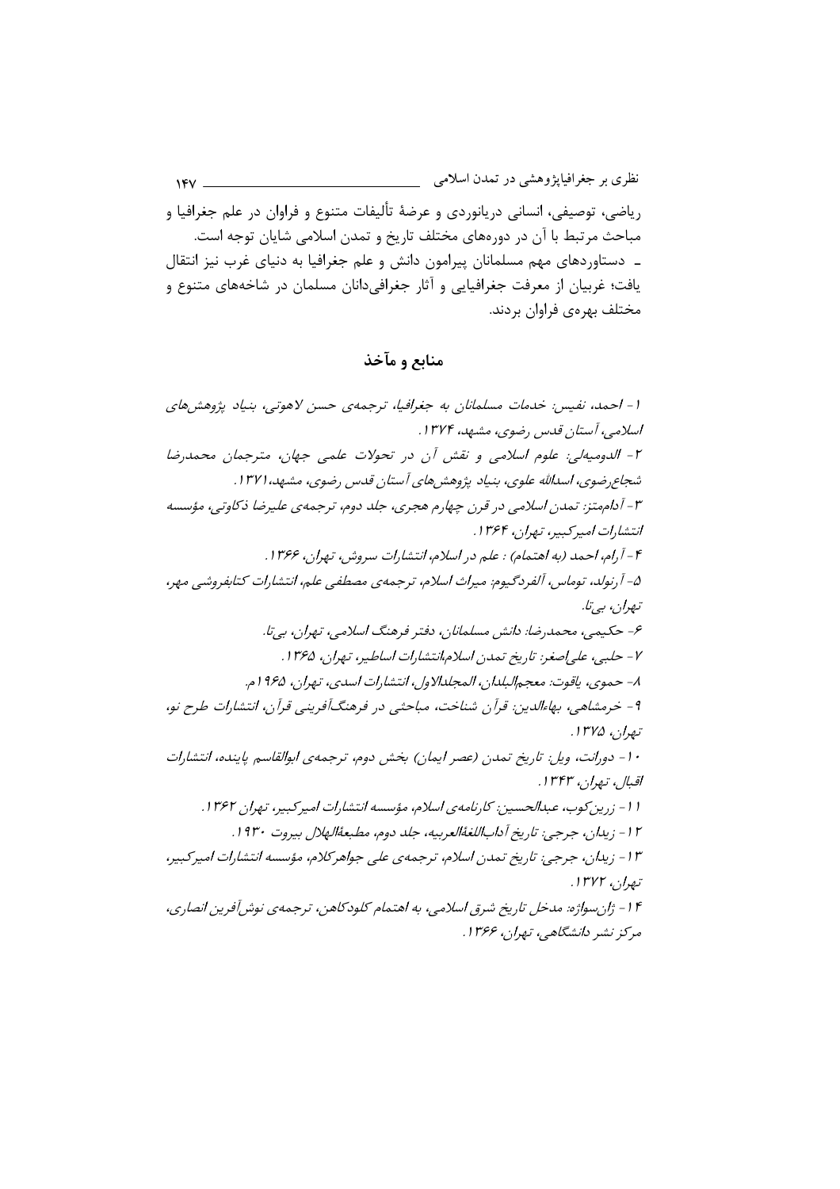ریاضی، توصیفی، انسانی دریانوردی و عرضهٔ تألیفات متنوع و فراوان در علم جغرافیا و مباحث مرتبط با آن در دوره‌های مختلف تاریخ و تمدن اسلامی شایان توجه است.

ـ دستاوردهای مهم مسلمانان پیرامون دانش و علم جغرافیا به دنیای غرب نیز انتقال یافت؛ غربیان از معرفت جغرافیایی و آثار جغرافی‌دانان مسلمان در شاخه‌های متنوع و مختلف بهره‌ی فراوان بردند.

## منابع و مآخذ

*۱- احمد، نفیس: خدمات مسلمانان به جغرافیا، ترجمه‌ی حسن لاهوتی، بنیاد پژوهش‌های اسلامی، آستان قدس رضوی، مشهد، ۱۳۷۴.*

*۲- الدومیه‌لی: علوم اسلامی و نقش آن در تحولات علمی جهان، مترجمان محمدرضا شجاع‌رضوی، اسدالله علوی، بنیاد پژوهش‌های آستان قدس رضوی، مشهد،۱۳۷۱.*

*۳- آدام‌متز: تمدن اسلامی در قرن چهارم هجری، جلد دوم، ترجمه‌ی علیرضا ذکاوتی، مؤسسه انتشارات امیرکبیر، تهران، ۱۳۶۴.*

*۴- آرام، احمد (به اهتمام) : علم در اسلام، انتشارات سروش، تهران، ۱۳۶۶.*

*۵- آرنولد، توماس، آلفردگیوم: میراث اسلام، ترجمه‌ی مصطفی علم، انتشارات کتابفروشی مهر، تهران، بی‌تا.*

*۶- حکیمی، محمدرضا: دانش مسلمانان، دفتر فرهنگ اسلامی، تهران، بی‌تا.*

*۷- حلبی، علی‌اصغر: تاریخ تمدن اسلام،انتشارات اساطیر، تهران، ۱۳۶۵.*

*۸- حموی، یاقوت: معجم‌البلدان، المجلدالاول، انتشارات اسدی، تهران، ۱۹۶۵م.*

*۹- خرمشاهی، بهاءالدین: قرآن شناخت، مباحثی در فرهنگ‌آفرینی قرآن، انتشارات طرح نو، تهران، ۱۳۷۵.*

*۱۰- دورانت، ویل: تاریخ تمدن (عصر ایمان) بخش دوم، ترجمه‌ی ابوالقاسم پاینده، انتشارات اقبال، تهران، ۱۳۴۳.*

*۱۱- زرین‌کوب، عبدالحسین: کارنامه‌ی اسلام، مؤسسه انتشارات امیرکبیر، تهران ۱۳۶۲.*

*۱۲- زیدان، جرجی: تاریخ آداب‌اللغةالعربیه، جلد دوم، مطبعةالهلال بیروت ۱۹۳۰.*

*۱۳- زیدان، جرجی: تاریخ تمدن اسلام، ترجمه‌ی علی جواهرکلام، مؤسسه انتشارات امیرکبیر، تهران، ۱۳۷۲.*

*۱۴- ژان‌سواژه: مدخل تاریخ شرق اسلامی، به اهتمام کلودکاهن، ترجمه‌ی نوش‌آفرین انصاری، مرکز نشر دانشگاهی، تهران، ۱۳۶۶.*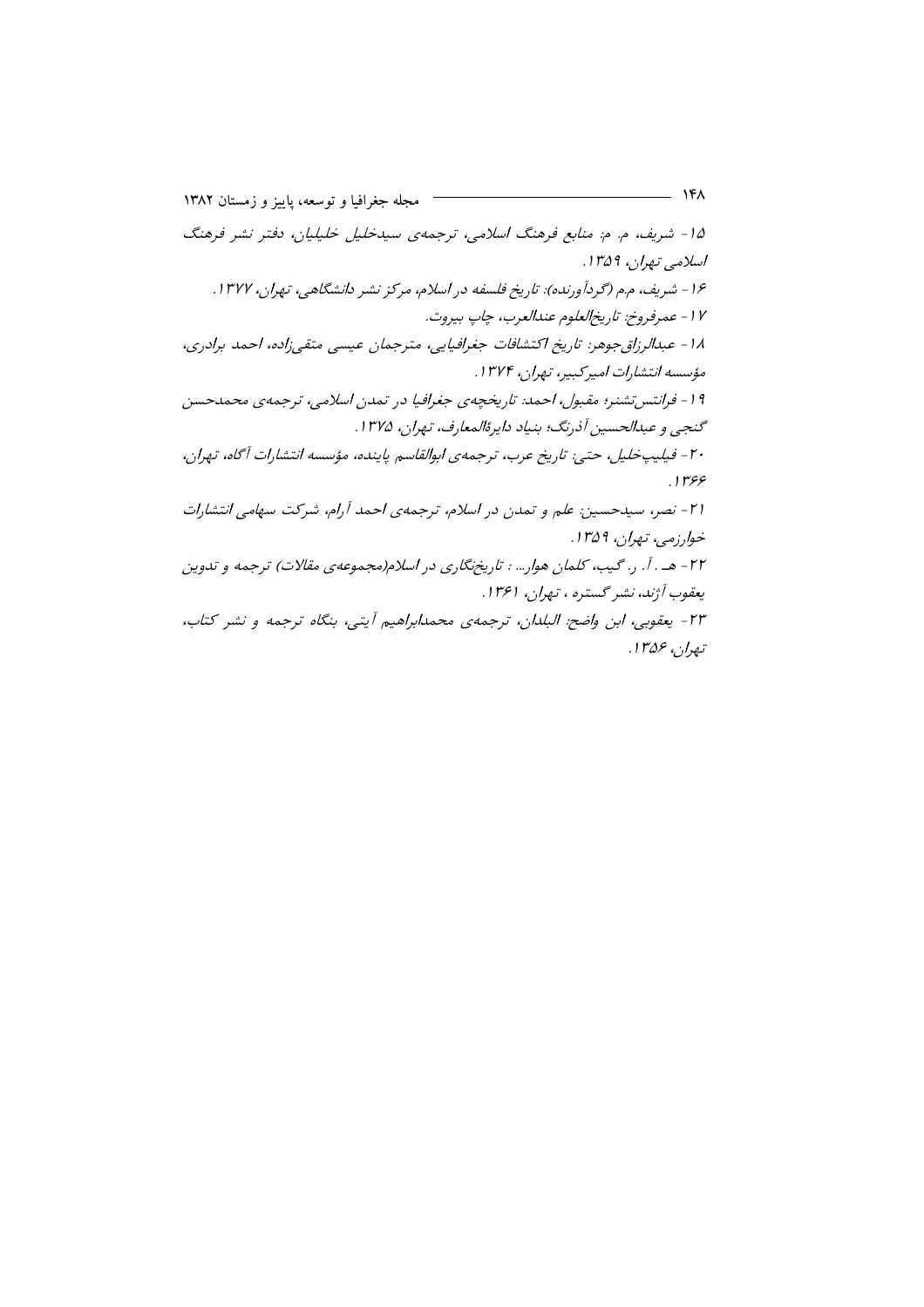۱۵- شریف، م. م: *منابع فرهنگ اسلامی*، ترجمه‌ی سیدخلیل خلیلیان، دفتر نشر فرهنگ اسلامی تهران، ۱۳۵۹.

۱۶- شریف، م.م (گردآورنده): *تاریخ فلسفه در اسلام*، مرکز نشر دانشگاهی، تهران، ۱۳۷۷.

۱۷- عمرفروخ: *تاریخ‌العلوم عندالعرب*، چاپ بیروت.

۱۸- عبدالرزاق‌جوهر: *تاریخ اکتشافات جغرافیایی*، مترجمان عیسی متقی‌زاده، احمد برادری، مؤسسه انتشارات امیرکبیر، تهران، ۱۳۷۴.

۱۹- فرانتس‌تشنر؛ مقبول، احمد: *تاریخچه‌ی جغرافیا در تمدن اسلامی*، ترجمه‌ی محمدحسن گنجی و عبدالحسین آذرنگ؛ بنیاد دایرةالمعارف، تهران، ۱۳۷۵.

۲۰- فیلیپ‌خلیل، حتی: *تاریخ عرب*، ترجمه‌ی ابوالقاسم پاینده، مؤسسه انتشارات آگاه، تهران، ۱۳۶۶.

۲۱- نصر، سیدحسین: *علم و تمدن در اسلام*، ترجمه‌ی احمد آرام، شرکت سهامی انتشارات خوارزمی، تهران، ۱۳۵۹.

۲۲- هـ . آ. ر. گیب، کلمان هوار... : *تاریخ‌نگاری در اسلام(مجموعه‌ی مقالات)* ترجمه و تدوین یعقوب آژند، نشر گستره ، تهران، ۱۳۶۱.

۲۳- یعقوبی، ابن واضح: *البلدان*، ترجمه‌ی محمدابراهیم آیتی، بنگاه ترجمه و نشر کتاب، تهران، ۱۳۵۶.